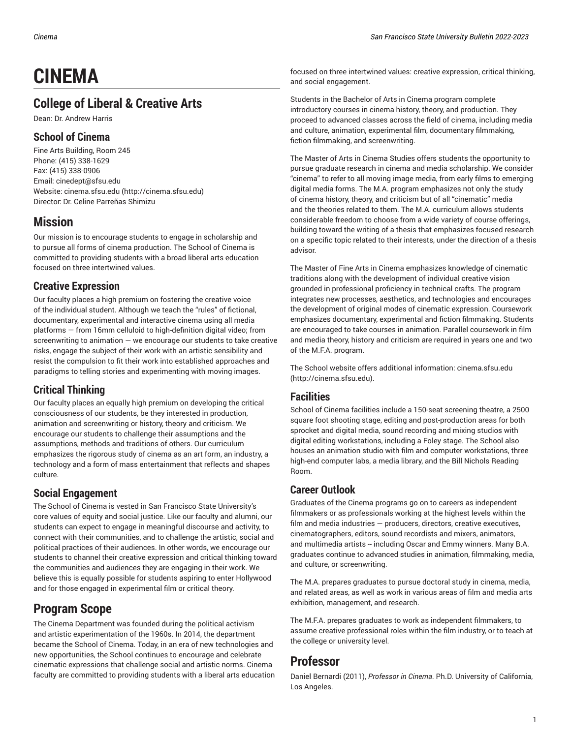# CINEMA

## College of Liberal & Creative Arts

Dean: Dr. Andrew Harris

### School of Cinema

Fine Arts Building, Room 245
Phone: (415) 338-1629
Fax: (415) 338-0906
Email: cinedept@sfsu.edu
Website: cinema.sfsu.edu (http://cinema.sfsu.edu)
Director: Dr. Celine Parreñas Shimizu

## Mission

Our mission is to encourage students to engage in scholarship and to pursue all forms of cinema production. The School of Cinema is committed to providing students with a broad liberal arts education focused on three intertwined values.

### Creative Expression

Our faculty places a high premium on fostering the creative voice of the individual student. Although we teach the "rules" of fictional, documentary, experimental and interactive cinema using all media platforms — from 16mm celluloid to high-definition digital video; from screenwriting to animation — we encourage our students to take creative risks, engage the subject of their work with an artistic sensibility and resist the compulsion to fit their work into established approaches and paradigms to telling stories and experimenting with moving images.

### Critical Thinking

Our faculty places an equally high premium on developing the critical consciousness of our students, be they interested in production, animation and screenwriting or history, theory and criticism. We encourage our students to challenge their assumptions and the assumptions, methods and traditions of others. Our curriculum emphasizes the rigorous study of cinema as an art form, an industry, a technology and a form of mass entertainment that reflects and shapes culture.

### Social Engagement

The School of Cinema is vested in San Francisco State University's core values of equity and social justice. Like our faculty and alumni, our students can expect to engage in meaningful discourse and activity, to connect with their communities, and to challenge the artistic, social and political practices of their audiences. In other words, we encourage our students to channel their creative expression and critical thinking toward the communities and audiences they are engaging in their work. We believe this is equally possible for students aspiring to enter Hollywood and for those engaged in experimental film or critical theory.

## Program Scope

The Cinema Department was founded during the political activism and artistic experimentation of the 1960s. In 2014, the department became the School of Cinema. Today, in an era of new technologies and new opportunities, the School continues to encourage and celebrate cinematic expressions that challenge social and artistic norms. Cinema faculty are committed to providing students with a liberal arts education focused on three intertwined values: creative expression, critical thinking, and social engagement.

Students in the Bachelor of Arts in Cinema program complete introductory courses in cinema history, theory, and production. They proceed to advanced classes across the field of cinema, including media and culture, animation, experimental film, documentary filmmaking, fiction filmmaking, and screenwriting.

The Master of Arts in Cinema Studies offers students the opportunity to pursue graduate research in cinema and media scholarship. We consider "cinema" to refer to all moving image media, from early films to emerging digital media forms. The M.A. program emphasizes not only the study of cinema history, theory, and criticism but of all "cinematic" media and the theories related to them. The M.A. curriculum allows students considerable freedom to choose from a wide variety of course offerings, building toward the writing of a thesis that emphasizes focused research on a specific topic related to their interests, under the direction of a thesis advisor.

The Master of Fine Arts in Cinema emphasizes knowledge of cinematic traditions along with the development of individual creative vision grounded in professional proficiency in technical crafts. The program integrates new processes, aesthetics, and technologies and encourages the development of original modes of cinematic expression. Coursework emphasizes documentary, experimental and fiction filmmaking. Students are encouraged to take courses in animation. Parallel coursework in film and media theory, history and criticism are required in years one and two of the M.F.A. program.

The School website offers additional information: cinema.sfsu.edu (http://cinema.sfsu.edu).

### Facilities

School of Cinema facilities include a 150-seat screening theatre, a 2500 square foot shooting stage, editing and post-production areas for both sprocket and digital media, sound recording and mixing studios with digital editing workstations, including a Foley stage. The School also houses an animation studio with film and computer workstations, three high-end computer labs, a media library, and the Bill Nichols Reading Room.

### Career Outlook

Graduates of the Cinema programs go on to careers as independent filmmakers or as professionals working at the highest levels within the film and media industries — producers, directors, creative executives, cinematographers, editors, sound recordists and mixers, animators, and multimedia artists -- including Oscar and Emmy winners. Many B.A. graduates continue to advanced studies in animation, filmmaking, media, and culture, or screenwriting.

The M.A. prepares graduates to pursue doctoral study in cinema, media, and related areas, as well as work in various areas of film and media arts exhibition, management, and research.

The M.F.A. prepares graduates to work as independent filmmakers, to assume creative professional roles within the film industry, or to teach at the college or university level.

## Professor

Daniel Bernardi (2011), *Professor in Cinema*. Ph.D. University of California, Los Angeles.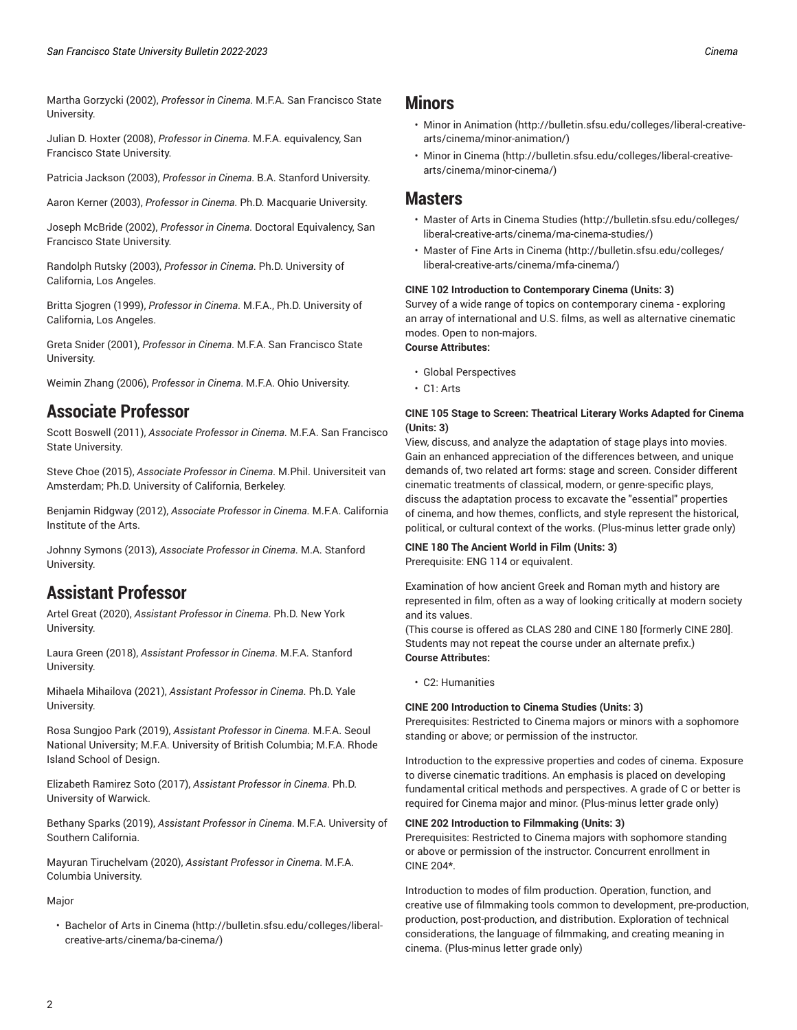Martha Gorzycki (2002), *Professor in Cinema*. M.F.A. San Francisco State University.

Julian D. Hoxter (2008), *Professor in Cinema*. M.F.A. equivalency, San Francisco State University.

Patricia Jackson (2003), *Professor in Cinema*. B.A. Stanford University.

Aaron Kerner (2003), *Professor in Cinema*. Ph.D. Macquarie University.

Joseph McBride (2002), *Professor in Cinema*. Doctoral Equivalency, San Francisco State University.

Randolph Rutsky (2003), *Professor in Cinema*. Ph.D. University of California, Los Angeles.

Britta Sjogren (1999), *Professor in Cinema*. M.F.A., Ph.D. University of California, Los Angeles.

Greta Snider (2001), *Professor in Cinema*. M.F.A. San Francisco State University.

Weimin Zhang (2006), *Professor in Cinema*. M.F.A. Ohio University.

## Associate Professor

Scott Boswell (2011), *Associate Professor in Cinema*. M.F.A. San Francisco State University.

Steve Choe (2015), *Associate Professor in Cinema*. M.Phil. Universiteit van Amsterdam; Ph.D. University of California, Berkeley.

Benjamin Ridgway (2012), *Associate Professor in Cinema*. M.F.A. California Institute of the Arts.

Johnny Symons (2013), *Associate Professor in Cinema*. M.A. Stanford University.

## Assistant Professor

Artel Great (2020), *Assistant Professor in Cinema*. Ph.D. New York University.

Laura Green (2018), *Assistant Professor in Cinema*. M.F.A. Stanford University.

Mihaela Mihailova (2021), *Assistant Professor in Cinema*. Ph.D. Yale University.

Rosa Sungjoo Park (2019), *Assistant Professor in Cinema*. M.F.A. Seoul National University; M.F.A. University of British Columbia; M.F.A. Rhode Island School of Design.

Elizabeth Ramirez Soto (2017), *Assistant Professor in Cinema*. Ph.D. University of Warwick.

Bethany Sparks (2019), *Assistant Professor in Cinema*. M.F.A. University of Southern California.

Mayuran Tiruchelvam (2020), *Assistant Professor in Cinema*. M.F.A. Columbia University.

Major

- Bachelor of Arts in Cinema (http://bulletin.sfsu.edu/colleges/liberal-creative-arts/cinema/ba-cinema/)

## Minors

- Minor in Animation (http://bulletin.sfsu.edu/colleges/liberal-creative-arts/cinema/minor-animation/)
- Minor in Cinema (http://bulletin.sfsu.edu/colleges/liberal-creative-arts/cinema/minor-cinema/)

## Masters

- Master of Arts in Cinema Studies (http://bulletin.sfsu.edu/colleges/liberal-creative-arts/cinema/ma-cinema-studies/)
- Master of Fine Arts in Cinema (http://bulletin.sfsu.edu/colleges/liberal-creative-arts/cinema/mfa-cinema/)

**CINE 102 Introduction to Contemporary Cinema (Units: 3)**
Survey of a wide range of topics on contemporary cinema - exploring an array of international and U.S. films, as well as alternative cinematic modes. Open to non-majors.
**Course Attributes:**

- Global Perspectives
- C1: Arts

**CINE 105 Stage to Screen: Theatrical Literary Works Adapted for Cinema (Units: 3)**
View, discuss, and analyze the adaptation of stage plays into movies. Gain an enhanced appreciation of the differences between, and unique demands of, two related art forms: stage and screen. Consider different cinematic treatments of classical, modern, or genre-specific plays, discuss the adaptation process to excavate the "essential" properties of cinema, and how themes, conflicts, and style represent the historical, political, or cultural context of the works. (Plus-minus letter grade only)

**CINE 180 The Ancient World in Film (Units: 3)**
Prerequisite: ENG 114 or equivalent.

Examination of how ancient Greek and Roman myth and history are represented in film, often as a way of looking critically at modern society and its values.
(This course is offered as CLAS 280 and CINE 180 [formerly CINE 280]. Students may not repeat the course under an alternate prefix.)
**Course Attributes:**

- C2: Humanities

**CINE 200 Introduction to Cinema Studies (Units: 3)**
Prerequisites: Restricted to Cinema majors or minors with a sophomore standing or above; or permission of the instructor.

Introduction to the expressive properties and codes of cinema. Exposure to diverse cinematic traditions. An emphasis is placed on developing fundamental critical methods and perspectives. A grade of C or better is required for Cinema major and minor. (Plus-minus letter grade only)

**CINE 202 Introduction to Filmmaking (Units: 3)**
Prerequisites: Restricted to Cinema majors with sophomore standing or above or permission of the instructor. Concurrent enrollment in CINE 204*.

Introduction to modes of film production. Operation, function, and creative use of filmmaking tools common to development, pre-production, production, post-production, and distribution. Exploration of technical considerations, the language of filmmaking, and creating meaning in cinema. (Plus-minus letter grade only)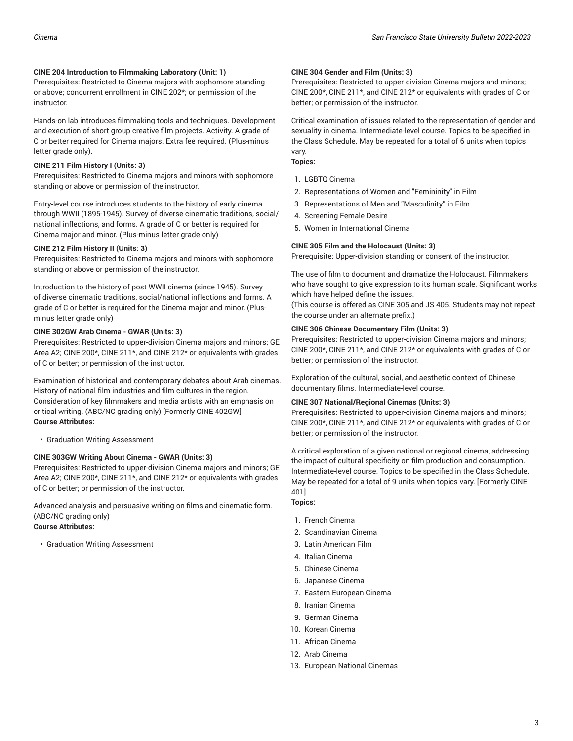**CINE 204 Introduction to Filmmaking Laboratory (Unit: 1)**
Prerequisites: Restricted to Cinema majors with sophomore standing or above; concurrent enrollment in CINE 202*; or permission of the instructor.

Hands-on lab introduces filmmaking tools and techniques. Development and execution of short group creative film projects. Activity. A grade of C or better required for Cinema majors. Extra fee required. (Plus-minus letter grade only).

**CINE 211 Film History I (Units: 3)**
Prerequisites: Restricted to Cinema majors and minors with sophomore standing or above or permission of the instructor.

Entry-level course introduces students to the history of early cinema through WWII (1895-1945). Survey of diverse cinematic traditions, social/national inflections, and forms. A grade of C or better is required for Cinema major and minor. (Plus-minus letter grade only)

**CINE 212 Film History II (Units: 3)**
Prerequisites: Restricted to Cinema majors and minors with sophomore standing or above or permission of the instructor.

Introduction to the history of post WWII cinema (since 1945). Survey of diverse cinematic traditions, social/national inflections and forms. A grade of C or better is required for the Cinema major and minor. (Plus-minus letter grade only)

**CINE 302GW Arab Cinema - GWAR (Units: 3)**
Prerequisites: Restricted to upper-division Cinema majors and minors; GE Area A2; CINE 200*, CINE 211*, and CINE 212* or equivalents with grades of C or better; or permission of the instructor.

Examination of historical and contemporary debates about Arab cinemas. History of national film industries and film cultures in the region. Consideration of key filmmakers and media artists with an emphasis on critical writing. (ABC/NC grading only) [Formerly CINE 402GW]
**Course Attributes:**

- Graduation Writing Assessment

**CINE 303GW Writing About Cinema - GWAR (Units: 3)**
Prerequisites: Restricted to upper-division Cinema majors and minors; GE Area A2; CINE 200*, CINE 211*, and CINE 212* or equivalents with grades of C or better; or permission of the instructor.

Advanced analysis and persuasive writing on films and cinematic form. (ABC/NC grading only)
**Course Attributes:**

- Graduation Writing Assessment

**CINE 304 Gender and Film (Units: 3)**
Prerequisites: Restricted to upper-division Cinema majors and minors; CINE 200*, CINE 211*, and CINE 212* or equivalents with grades of C or better; or permission of the instructor.

Critical examination of issues related to the representation of gender and sexuality in cinema. Intermediate-level course. Topics to be specified in the Class Schedule. May be repeated for a total of 6 units when topics vary.
**Topics:**

1. LGBTQ Cinema
2. Representations of Women and "Femininity" in Film
3. Representations of Men and "Masculinity" in Film
4. Screening Female Desire
5. Women in International Cinema

**CINE 305 Film and the Holocaust (Units: 3)**
Prerequisite: Upper-division standing or consent of the instructor.

The use of film to document and dramatize the Holocaust. Filmmakers who have sought to give expression to its human scale. Significant works which have helped define the issues.
(This course is offered as CINE 305 and JS 405. Students may not repeat the course under an alternate prefix.)

**CINE 306 Chinese Documentary Film (Units: 3)**
Prerequisites: Restricted to upper-division Cinema majors and minors; CINE 200*, CINE 211*, and CINE 212* or equivalents with grades of C or better; or permission of the instructor.

Exploration of the cultural, social, and aesthetic context of Chinese documentary films. Intermediate-level course.

**CINE 307 National/Regional Cinemas (Units: 3)**
Prerequisites: Restricted to upper-division Cinema majors and minors; CINE 200*, CINE 211*, and CINE 212* or equivalents with grades of C or better; or permission of the instructor.

A critical exploration of a given national or regional cinema, addressing the impact of cultural specificity on film production and consumption. Intermediate-level course. Topics to be specified in the Class Schedule. May be repeated for a total of 9 units when topics vary. [Formerly CINE 401]
**Topics:**

1. French Cinema
2. Scandinavian Cinema
3. Latin American Film
4. Italian Cinema
5. Chinese Cinema
6. Japanese Cinema
7. Eastern European Cinema
8. Iranian Cinema
9. German Cinema
10. Korean Cinema
11. African Cinema
12. Arab Cinema
13. European National Cinemas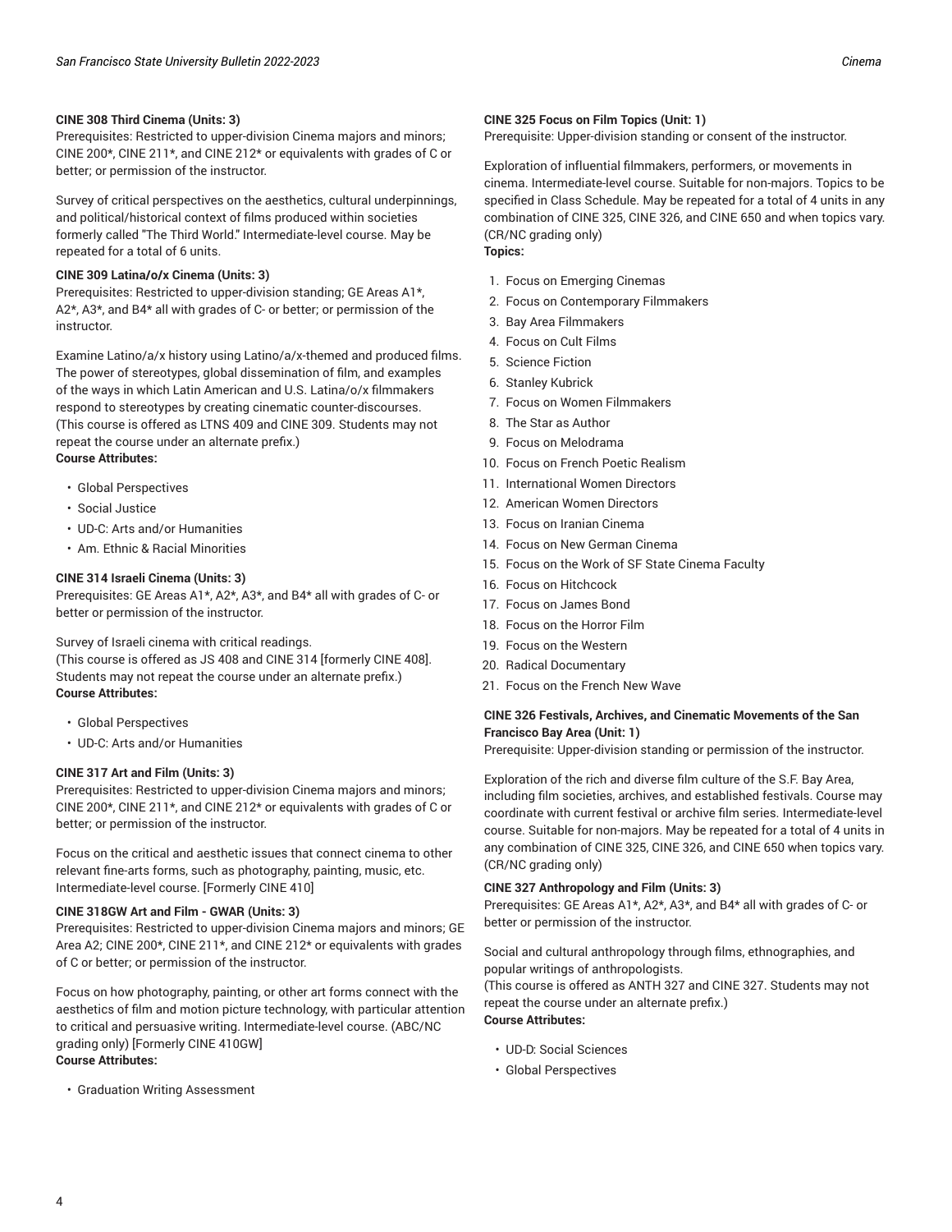**CINE 308 Third Cinema (Units: 3)**
Prerequisites: Restricted to upper-division Cinema majors and minors; CINE 200*, CINE 211*, and CINE 212* or equivalents with grades of C or better; or permission of the instructor.

Survey of critical perspectives on the aesthetics, cultural underpinnings, and political/historical context of films produced within societies formerly called "The Third World." Intermediate-level course. May be repeated for a total of 6 units.

**CINE 309 Latina/o/x Cinema (Units: 3)**
Prerequisites: Restricted to upper-division standing; GE Areas A1*, A2*, A3*, and B4* all with grades of C- or better; or permission of the instructor.

Examine Latino/a/x history using Latino/a/x-themed and produced films. The power of stereotypes, global dissemination of film, and examples of the ways in which Latin American and U.S. Latina/o/x filmmakers respond to stereotypes by creating cinematic counter-discourses. (This course is offered as LTNS 409 and CINE 309. Students may not repeat the course under an alternate prefix.)
**Course Attributes:**

- Global Perspectives
- Social Justice
- UD-C: Arts and/or Humanities
- Am. Ethnic & Racial Minorities

**CINE 314 Israeli Cinema (Units: 3)**
Prerequisites: GE Areas A1*, A2*, A3*, and B4* all with grades of C- or better or permission of the instructor.

Survey of Israeli cinema with critical readings.
(This course is offered as JS 408 and CINE 314 [formerly CINE 408]. Students may not repeat the course under an alternate prefix.)
**Course Attributes:**

- Global Perspectives
- UD-C: Arts and/or Humanities

**CINE 317 Art and Film (Units: 3)**
Prerequisites: Restricted to upper-division Cinema majors and minors; CINE 200*, CINE 211*, and CINE 212* or equivalents with grades of C or better; or permission of the instructor.

Focus on the critical and aesthetic issues that connect cinema to other relevant fine-arts forms, such as photography, painting, music, etc. Intermediate-level course. [Formerly CINE 410]

**CINE 318GW Art and Film - GWAR (Units: 3)**
Prerequisites: Restricted to upper-division Cinema majors and minors; GE Area A2; CINE 200*, CINE 211*, and CINE 212* or equivalents with grades of C or better; or permission of the instructor.

Focus on how photography, painting, or other art forms connect with the aesthetics of film and motion picture technology, with particular attention to critical and persuasive writing. Intermediate-level course. (ABC/NC grading only) [Formerly CINE 410GW]
**Course Attributes:**

- Graduation Writing Assessment

**CINE 325 Focus on Film Topics (Unit: 1)**
Prerequisite: Upper-division standing or consent of the instructor.

Exploration of influential filmmakers, performers, or movements in cinema. Intermediate-level course. Suitable for non-majors. Topics to be specified in Class Schedule. May be repeated for a total of 4 units in any combination of CINE 325, CINE 326, and CINE 650 and when topics vary. (CR/NC grading only)
**Topics:**

1. Focus on Emerging Cinemas
2. Focus on Contemporary Filmmakers
3. Bay Area Filmmakers
4. Focus on Cult Films
5. Science Fiction
6. Stanley Kubrick
7. Focus on Women Filmmakers
8. The Star as Author
9. Focus on Melodrama
10. Focus on French Poetic Realism
11. International Women Directors
12. American Women Directors
13. Focus on Iranian Cinema
14. Focus on New German Cinema
15. Focus on the Work of SF State Cinema Faculty
16. Focus on Hitchcock
17. Focus on James Bond
18. Focus on the Horror Film
19. Focus on the Western
20. Radical Documentary
21. Focus on the French New Wave

**CINE 326 Festivals, Archives, and Cinematic Movements of the San Francisco Bay Area (Unit: 1)**
Prerequisite: Upper-division standing or permission of the instructor.

Exploration of the rich and diverse film culture of the S.F. Bay Area, including film societies, archives, and established festivals. Course may coordinate with current festival or archive film series. Intermediate-level course. Suitable for non-majors. May be repeated for a total of 4 units in any combination of CINE 325, CINE 326, and CINE 650 when topics vary. (CR/NC grading only)

**CINE 327 Anthropology and Film (Units: 3)**
Prerequisites: GE Areas A1*, A2*, A3*, and B4* all with grades of C- or better or permission of the instructor.

Social and cultural anthropology through films, ethnographies, and popular writings of anthropologists.
(This course is offered as ANTH 327 and CINE 327. Students may not repeat the course under an alternate prefix.)
**Course Attributes:**

- UD-D: Social Sciences
- Global Perspectives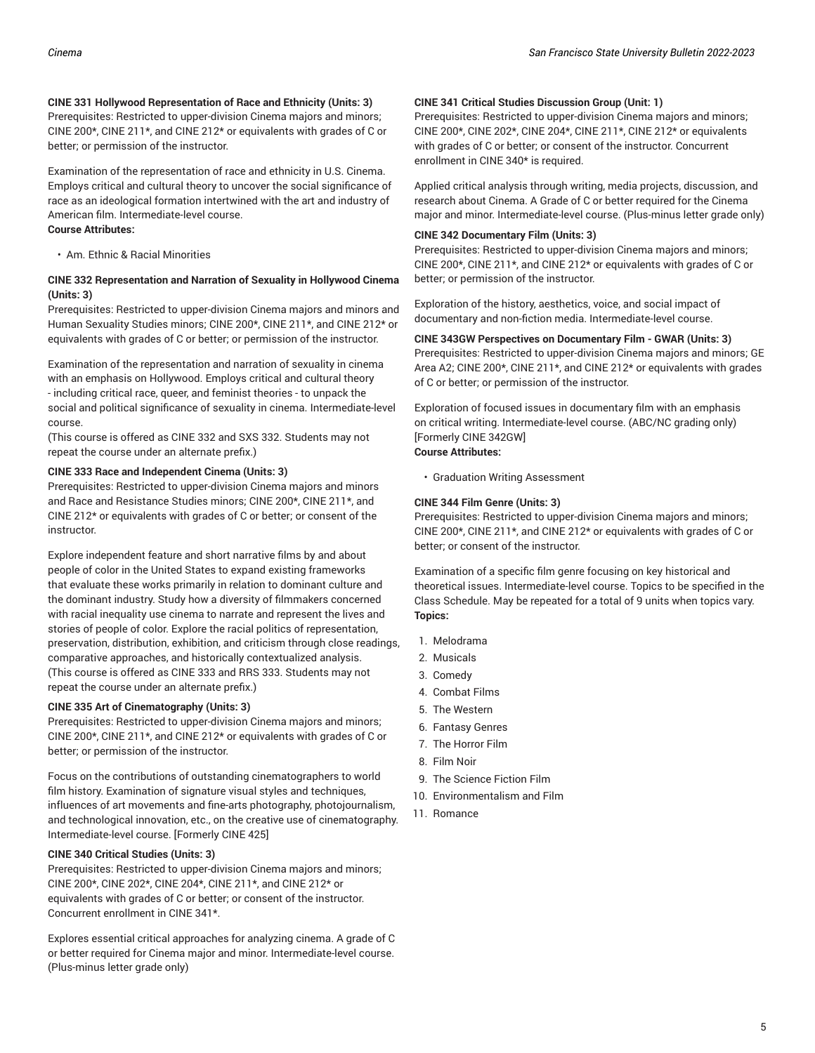**CINE 331 Hollywood Representation of Race and Ethnicity (Units: 3)**
Prerequisites: Restricted to upper-division Cinema majors and minors; CINE 200*, CINE 211*, and CINE 212* or equivalents with grades of C or better; or permission of the instructor.

Examination of the representation of race and ethnicity in U.S. Cinema. Employs critical and cultural theory to uncover the social significance of race as an ideological formation intertwined with the art and industry of American film. Intermediate-level course.
**Course Attributes:**

- Am. Ethnic & Racial Minorities

**CINE 332 Representation and Narration of Sexuality in Hollywood Cinema (Units: 3)**
Prerequisites: Restricted to upper-division Cinema majors and minors and Human Sexuality Studies minors; CINE 200*, CINE 211*, and CINE 212* or equivalents with grades of C or better; or permission of the instructor.

Examination of the representation and narration of sexuality in cinema with an emphasis on Hollywood. Employs critical and cultural theory - including critical race, queer, and feminist theories - to unpack the social and political significance of sexuality in cinema. Intermediate-level course.
(This course is offered as CINE 332 and SXS 332. Students may not repeat the course under an alternate prefix.)

**CINE 333 Race and Independent Cinema (Units: 3)**
Prerequisites: Restricted to upper-division Cinema majors and minors and Race and Resistance Studies minors; CINE 200*, CINE 211*, and CINE 212* or equivalents with grades of C or better; or consent of the instructor.

Explore independent feature and short narrative films by and about people of color in the United States to expand existing frameworks that evaluate these works primarily in relation to dominant culture and the dominant industry. Study how a diversity of filmmakers concerned with racial inequality use cinema to narrate and represent the lives and stories of people of color. Explore the racial politics of representation, preservation, distribution, exhibition, and criticism through close readings, comparative approaches, and historically contextualized analysis.
(This course is offered as CINE 333 and RRS 333. Students may not repeat the course under an alternate prefix.)

**CINE 335 Art of Cinematography (Units: 3)**
Prerequisites: Restricted to upper-division Cinema majors and minors; CINE 200*, CINE 211*, and CINE 212* or equivalents with grades of C or better; or permission of the instructor.

Focus on the contributions of outstanding cinematographers to world film history. Examination of signature visual styles and techniques, influences of art movements and fine-arts photography, photojournalism, and technological innovation, etc., on the creative use of cinematography. Intermediate-level course. [Formerly CINE 425]

**CINE 340 Critical Studies (Units: 3)**
Prerequisites: Restricted to upper-division Cinema majors and minors; CINE 200*, CINE 202*, CINE 204*, CINE 211*, and CINE 212* or equivalents with grades of C or better; or consent of the instructor. Concurrent enrollment in CINE 341*.

Explores essential critical approaches for analyzing cinema. A grade of C or better required for Cinema major and minor. Intermediate-level course. (Plus-minus letter grade only)

**CINE 341 Critical Studies Discussion Group (Unit: 1)**
Prerequisites: Restricted to upper-division Cinema majors and minors; CINE 200*, CINE 202*, CINE 204*, CINE 211*, CINE 212* or equivalents with grades of C or better; or consent of the instructor. Concurrent enrollment in CINE 340* is required.

Applied critical analysis through writing, media projects, discussion, and research about Cinema. A Grade of C or better required for the Cinema major and minor. Intermediate-level course. (Plus-minus letter grade only)

**CINE 342 Documentary Film (Units: 3)**
Prerequisites: Restricted to upper-division Cinema majors and minors; CINE 200*, CINE 211*, and CINE 212* or equivalents with grades of C or better; or permission of the instructor.

Exploration of the history, aesthetics, voice, and social impact of documentary and non-fiction media. Intermediate-level course.

**CINE 343GW Perspectives on Documentary Film - GWAR (Units: 3)**
Prerequisites: Restricted to upper-division Cinema majors and minors; GE Area A2; CINE 200*, CINE 211*, and CINE 212* or equivalents with grades of C or better; or permission of the instructor.

Exploration of focused issues in documentary film with an emphasis on critical writing. Intermediate-level course. (ABC/NC grading only) [Formerly CINE 342GW]
**Course Attributes:**

- Graduation Writing Assessment

**CINE 344 Film Genre (Units: 3)**
Prerequisites: Restricted to upper-division Cinema majors and minors; CINE 200*, CINE 211*, and CINE 212* or equivalents with grades of C or better; or consent of the instructor.

Examination of a specific film genre focusing on key historical and theoretical issues. Intermediate-level course. Topics to be specified in the Class Schedule. May be repeated for a total of 9 units when topics vary.
**Topics:**

1. Melodrama
2. Musicals
3. Comedy
4. Combat Films
5. The Western
6. Fantasy Genres
7. The Horror Film
8. Film Noir
9. The Science Fiction Film
10. Environmentalism and Film
11. Romance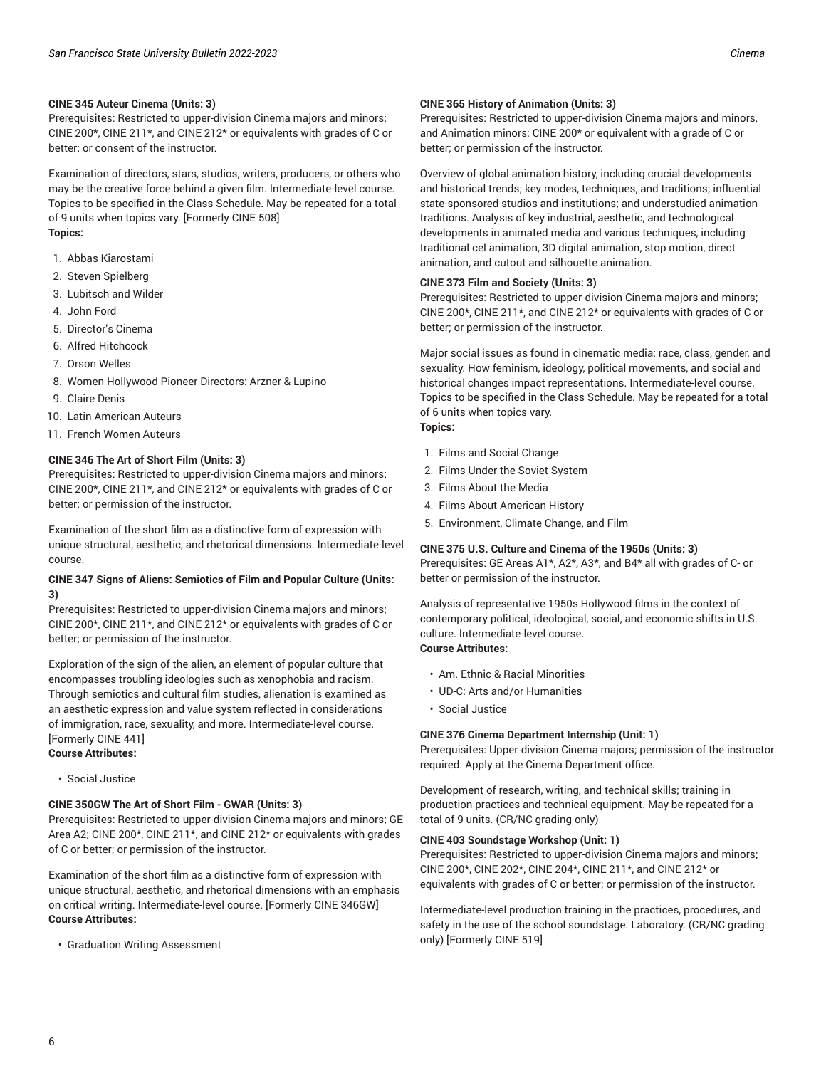**CINE 345 Auteur Cinema (Units: 3)**
Prerequisites: Restricted to upper-division Cinema majors and minors; CINE 200*, CINE 211*, and CINE 212* or equivalents with grades of C or better; or consent of the instructor.

Examination of directors, stars, studios, writers, producers, or others who may be the creative force behind a given film. Intermediate-level course. Topics to be specified in the Class Schedule. May be repeated for a total of 9 units when topics vary. [Formerly CINE 508]
**Topics:**

1. Abbas Kiarostami
2. Steven Spielberg
3. Lubitsch and Wilder
4. John Ford
5. Director's Cinema
6. Alfred Hitchcock
7. Orson Welles
8. Women Hollywood Pioneer Directors: Arzner & Lupino
9. Claire Denis
10. Latin American Auteurs
11. French Women Auteurs

**CINE 346 The Art of Short Film (Units: 3)**
Prerequisites: Restricted to upper-division Cinema majors and minors; CINE 200*, CINE 211*, and CINE 212* or equivalents with grades of C or better; or permission of the instructor.

Examination of the short film as a distinctive form of expression with unique structural, aesthetic, and rhetorical dimensions. Intermediate-level course.

**CINE 347 Signs of Aliens: Semiotics of Film and Popular Culture (Units: 3)**
Prerequisites: Restricted to upper-division Cinema majors and minors; CINE 200*, CINE 211*, and CINE 212* or equivalents with grades of C or better; or permission of the instructor.

Exploration of the sign of the alien, an element of popular culture that encompasses troubling ideologies such as xenophobia and racism. Through semiotics and cultural film studies, alienation is examined as an aesthetic expression and value system reflected in considerations of immigration, race, sexuality, and more. Intermediate-level course. [Formerly CINE 441]
**Course Attributes:**

- Social Justice

**CINE 350GW The Art of Short Film - GWAR (Units: 3)**
Prerequisites: Restricted to upper-division Cinema majors and minors; GE Area A2; CINE 200*, CINE 211*, and CINE 212* or equivalents with grades of C or better; or permission of the instructor.

Examination of the short film as a distinctive form of expression with unique structural, aesthetic, and rhetorical dimensions with an emphasis on critical writing. Intermediate-level course. [Formerly CINE 346GW]
**Course Attributes:**

- Graduation Writing Assessment

**CINE 365 History of Animation (Units: 3)**
Prerequisites: Restricted to upper-division Cinema majors and minors, and Animation minors; CINE 200* or equivalent with a grade of C or better; or permission of the instructor.

Overview of global animation history, including crucial developments and historical trends; key modes, techniques, and traditions; influential state-sponsored studios and institutions; and understudied animation traditions. Analysis of key industrial, aesthetic, and technological developments in animated media and various techniques, including traditional cel animation, 3D digital animation, stop motion, direct animation, and cutout and silhouette animation.

**CINE 373 Film and Society (Units: 3)**
Prerequisites: Restricted to upper-division Cinema majors and minors; CINE 200*, CINE 211*, and CINE 212* or equivalents with grades of C or better; or permission of the instructor.

Major social issues as found in cinematic media: race, class, gender, and sexuality. How feminism, ideology, political movements, and social and historical changes impact representations. Intermediate-level course. Topics to be specified in the Class Schedule. May be repeated for a total of 6 units when topics vary.
**Topics:**

1. Films and Social Change
2. Films Under the Soviet System
3. Films About the Media
4. Films About American History
5. Environment, Climate Change, and Film

**CINE 375 U.S. Culture and Cinema of the 1950s (Units: 3)**
Prerequisites: GE Areas A1*, A2*, A3*, and B4* all with grades of C- or better or permission of the instructor.

Analysis of representative 1950s Hollywood films in the context of contemporary political, ideological, social, and economic shifts in U.S. culture. Intermediate-level course.
**Course Attributes:**

- Am. Ethnic & Racial Minorities
- UD-C: Arts and/or Humanities
- Social Justice

**CINE 376 Cinema Department Internship (Unit: 1)**
Prerequisites: Upper-division Cinema majors; permission of the instructor required. Apply at the Cinema Department office.

Development of research, writing, and technical skills; training in production practices and technical equipment. May be repeated for a total of 9 units. (CR/NC grading only)

**CINE 403 Soundstage Workshop (Unit: 1)**
Prerequisites: Restricted to upper-division Cinema majors and minors; CINE 200*, CINE 202*, CINE 204*, CINE 211*, and CINE 212* or equivalents with grades of C or better; or permission of the instructor.

Intermediate-level production training in the practices, procedures, and safety in the use of the school soundstage. Laboratory. (CR/NC grading only) [Formerly CINE 519]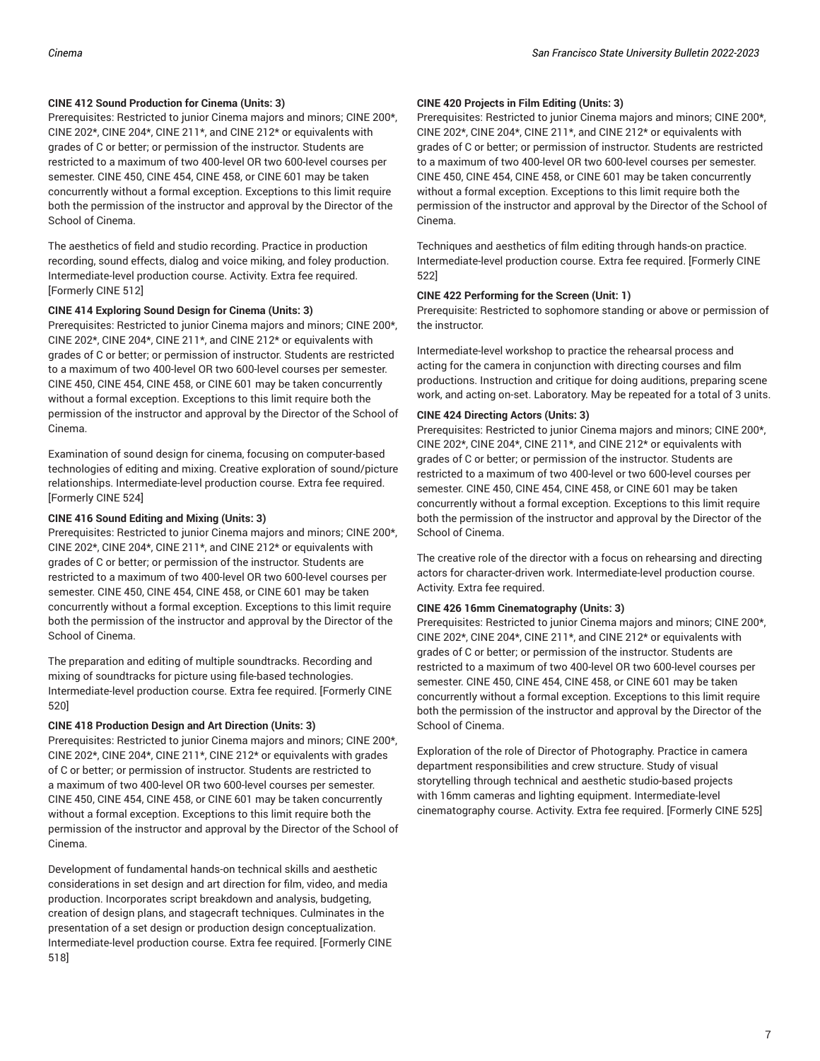**CINE 412 Sound Production for Cinema (Units: 3)**
Prerequisites: Restricted to junior Cinema majors and minors; CINE 200*, CINE 202*, CINE 204*, CINE 211*, and CINE 212* or equivalents with grades of C or better; or permission of the instructor. Students are restricted to a maximum of two 400-level OR two 600-level courses per semester. CINE 450, CINE 454, CINE 458, or CINE 601 may be taken concurrently without a formal exception. Exceptions to this limit require both the permission of the instructor and approval by the Director of the School of Cinema.

The aesthetics of field and studio recording. Practice in production recording, sound effects, dialog and voice miking, and foley production. Intermediate-level production course. Activity. Extra fee required. [Formerly CINE 512]

**CINE 414 Exploring Sound Design for Cinema (Units: 3)**
Prerequisites: Restricted to junior Cinema majors and minors; CINE 200*, CINE 202*, CINE 204*, CINE 211*, and CINE 212* or equivalents with grades of C or better; or permission of instructor. Students are restricted to a maximum of two 400-level OR two 600-level courses per semester. CINE 450, CINE 454, CINE 458, or CINE 601 may be taken concurrently without a formal exception. Exceptions to this limit require both the permission of the instructor and approval by the Director of the School of Cinema.

Examination of sound design for cinema, focusing on computer-based technologies of editing and mixing. Creative exploration of sound/picture relationships. Intermediate-level production course. Extra fee required. [Formerly CINE 524]

**CINE 416 Sound Editing and Mixing (Units: 3)**
Prerequisites: Restricted to junior Cinema majors and minors; CINE 200*, CINE 202*, CINE 204*, CINE 211*, and CINE 212* or equivalents with grades of C or better; or permission of the instructor. Students are restricted to a maximum of two 400-level OR two 600-level courses per semester. CINE 450, CINE 454, CINE 458, or CINE 601 may be taken concurrently without a formal exception. Exceptions to this limit require both the permission of the instructor and approval by the Director of the School of Cinema.

The preparation and editing of multiple soundtracks. Recording and mixing of soundtracks for picture using file-based technologies. Intermediate-level production course. Extra fee required. [Formerly CINE 520]

**CINE 418 Production Design and Art Direction (Units: 3)**
Prerequisites: Restricted to junior Cinema majors and minors; CINE 200*, CINE 202*, CINE 204*, CINE 211*, CINE 212* or equivalents with grades of C or better; or permission of instructor. Students are restricted to a maximum of two 400-level OR two 600-level courses per semester. CINE 450, CINE 454, CINE 458, or CINE 601 may be taken concurrently without a formal exception. Exceptions to this limit require both the permission of the instructor and approval by the Director of the School of Cinema.

Development of fundamental hands-on technical skills and aesthetic considerations in set design and art direction for film, video, and media production. Incorporates script breakdown and analysis, budgeting, creation of design plans, and stagecraft techniques. Culminates in the presentation of a set design or production design conceptualization. Intermediate-level production course. Extra fee required. [Formerly CINE 518]

**CINE 420 Projects in Film Editing (Units: 3)**
Prerequisites: Restricted to junior Cinema majors and minors; CINE 200*, CINE 202*, CINE 204*, CINE 211*, and CINE 212* or equivalents with grades of C or better; or permission of instructor. Students are restricted to a maximum of two 400-level OR two 600-level courses per semester. CINE 450, CINE 454, CINE 458, or CINE 601 may be taken concurrently without a formal exception. Exceptions to this limit require both the permission of the instructor and approval by the Director of the School of Cinema.

Techniques and aesthetics of film editing through hands-on practice. Intermediate-level production course. Extra fee required. [Formerly CINE 522]

**CINE 422 Performing for the Screen (Unit: 1)**
Prerequisite: Restricted to sophomore standing or above or permission of the instructor.

Intermediate-level workshop to practice the rehearsal process and acting for the camera in conjunction with directing courses and film productions. Instruction and critique for doing auditions, preparing scene work, and acting on-set. Laboratory. May be repeated for a total of 3 units.

**CINE 424 Directing Actors (Units: 3)**
Prerequisites: Restricted to junior Cinema majors and minors; CINE 200*, CINE 202*, CINE 204*, CINE 211*, and CINE 212* or equivalents with grades of C or better; or permission of the instructor. Students are restricted to a maximum of two 400-level or two 600-level courses per semester. CINE 450, CINE 454, CINE 458, or CINE 601 may be taken concurrently without a formal exception. Exceptions to this limit require both the permission of the instructor and approval by the Director of the School of Cinema.

The creative role of the director with a focus on rehearsing and directing actors for character-driven work. Intermediate-level production course. Activity. Extra fee required.

**CINE 426 16mm Cinematography (Units: 3)**
Prerequisites: Restricted to junior Cinema majors and minors; CINE 200*, CINE 202*, CINE 204*, CINE 211*, and CINE 212* or equivalents with grades of C or better; or permission of the instructor. Students are restricted to a maximum of two 400-level OR two 600-level courses per semester. CINE 450, CINE 454, CINE 458, or CINE 601 may be taken concurrently without a formal exception. Exceptions to this limit require both the permission of the instructor and approval by the Director of the School of Cinema.

Exploration of the role of Director of Photography. Practice in camera department responsibilities and crew structure. Study of visual storytelling through technical and aesthetic studio-based projects with 16mm cameras and lighting equipment. Intermediate-level cinematography course. Activity. Extra fee required. [Formerly CINE 525]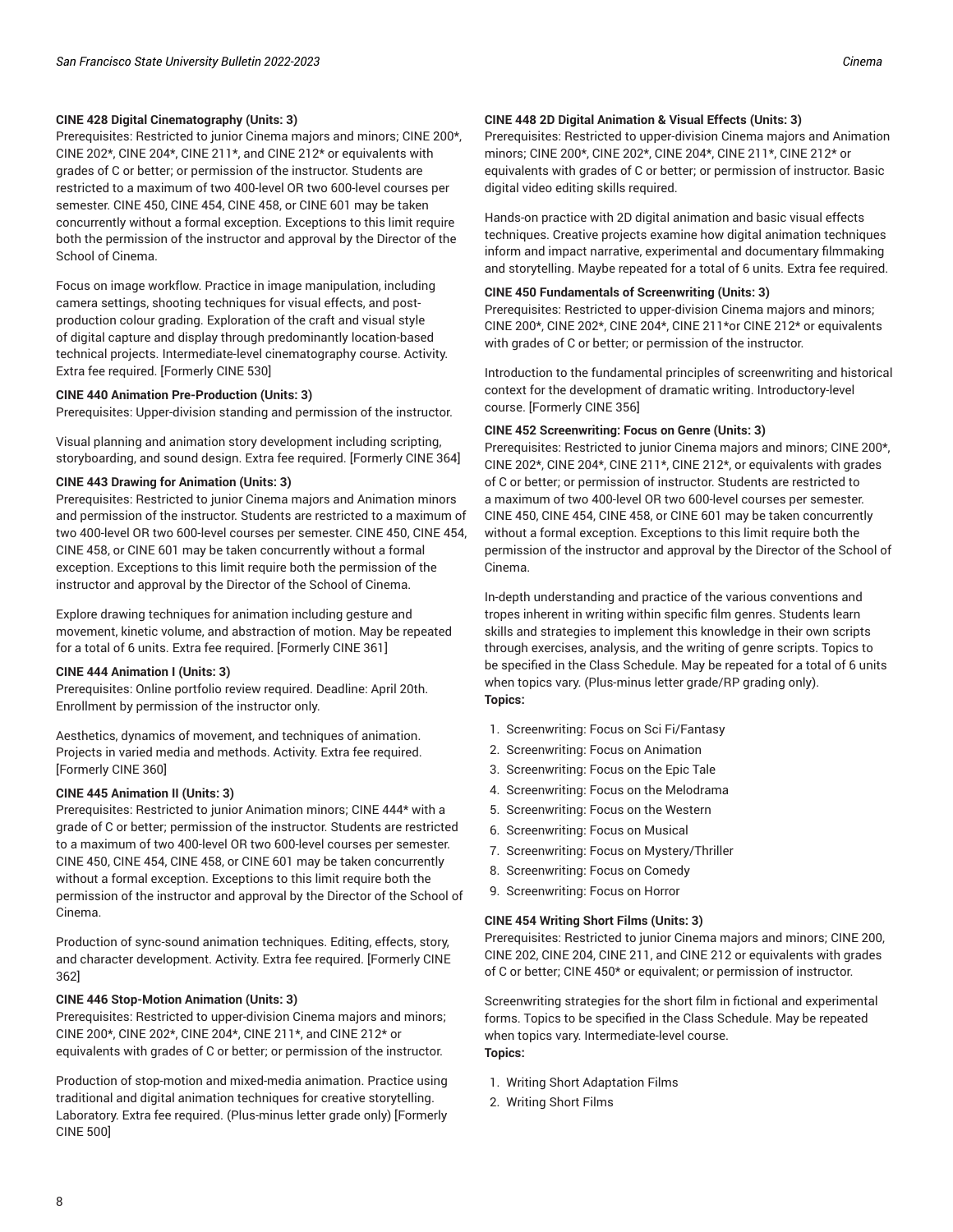**CINE 428 Digital Cinematography (Units: 3)**
Prerequisites: Restricted to junior Cinema majors and minors; CINE 200*, CINE 202*, CINE 204*, CINE 211*, and CINE 212* or equivalents with grades of C or better; or permission of the instructor. Students are restricted to a maximum of two 400-level OR two 600-level courses per semester. CINE 450, CINE 454, CINE 458, or CINE 601 may be taken concurrently without a formal exception. Exceptions to this limit require both the permission of the instructor and approval by the Director of the School of Cinema.

Focus on image workflow. Practice in image manipulation, including camera settings, shooting techniques for visual effects, and post-production colour grading. Exploration of the craft and visual style of digital capture and display through predominantly location-based technical projects. Intermediate-level cinematography course. Activity. Extra fee required. [Formerly CINE 530]

**CINE 440 Animation Pre-Production (Units: 3)**
Prerequisites: Upper-division standing and permission of the instructor.

Visual planning and animation story development including scripting, storyboarding, and sound design. Extra fee required. [Formerly CINE 364]

**CINE 443 Drawing for Animation (Units: 3)**
Prerequisites: Restricted to junior Cinema majors and Animation minors and permission of the instructor. Students are restricted to a maximum of two 400-level OR two 600-level courses per semester. CINE 450, CINE 454, CINE 458, or CINE 601 may be taken concurrently without a formal exception. Exceptions to this limit require both the permission of the instructor and approval by the Director of the School of Cinema.

Explore drawing techniques for animation including gesture and movement, kinetic volume, and abstraction of motion. May be repeated for a total of 6 units. Extra fee required. [Formerly CINE 361]

**CINE 444 Animation I (Units: 3)**
Prerequisites: Online portfolio review required. Deadline: April 20th. Enrollment by permission of the instructor only.

Aesthetics, dynamics of movement, and techniques of animation. Projects in varied media and methods. Activity. Extra fee required. [Formerly CINE 360]

**CINE 445 Animation II (Units: 3)**
Prerequisites: Restricted to junior Animation minors; CINE 444* with a grade of C or better; permission of the instructor. Students are restricted to a maximum of two 400-level OR two 600-level courses per semester. CINE 450, CINE 454, CINE 458, or CINE 601 may be taken concurrently without a formal exception. Exceptions to this limit require both the permission of the instructor and approval by the Director of the School of Cinema.

Production of sync-sound animation techniques. Editing, effects, story, and character development. Activity. Extra fee required. [Formerly CINE 362]

**CINE 446 Stop-Motion Animation (Units: 3)**
Prerequisites: Restricted to upper-division Cinema majors and minors; CINE 200*, CINE 202*, CINE 204*, CINE 211*, and CINE 212* or equivalents with grades of C or better; or permission of the instructor.

Production of stop-motion and mixed-media animation. Practice using traditional and digital animation techniques for creative storytelling. Laboratory. Extra fee required. (Plus-minus letter grade only) [Formerly CINE 500]

**CINE 448 2D Digital Animation & Visual Effects (Units: 3)**
Prerequisites: Restricted to upper-division Cinema majors and Animation minors; CINE 200*, CINE 202*, CINE 204*, CINE 211*, CINE 212* or equivalents with grades of C or better; or permission of instructor. Basic digital video editing skills required.

Hands-on practice with 2D digital animation and basic visual effects techniques. Creative projects examine how digital animation techniques inform and impact narrative, experimental and documentary filmmaking and storytelling. Maybe repeated for a total of 6 units. Extra fee required.

**CINE 450 Fundamentals of Screenwriting (Units: 3)**
Prerequisites: Restricted to upper-division Cinema majors and minors; CINE 200*, CINE 202*, CINE 204*, CINE 211*or CINE 212* or equivalents with grades of C or better; or permission of the instructor.

Introduction to the fundamental principles of screenwriting and historical context for the development of dramatic writing. Introductory-level course. [Formerly CINE 356]

**CINE 452 Screenwriting: Focus on Genre (Units: 3)**
Prerequisites: Restricted to junior Cinema majors and minors; CINE 200*, CINE 202*, CINE 204*, CINE 211*, CINE 212*, or equivalents with grades of C or better; or permission of instructor. Students are restricted to a maximum of two 400-level OR two 600-level courses per semester. CINE 450, CINE 454, CINE 458, or CINE 601 may be taken concurrently without a formal exception. Exceptions to this limit require both the permission of the instructor and approval by the Director of the School of Cinema.

In-depth understanding and practice of the various conventions and tropes inherent in writing within specific film genres. Students learn skills and strategies to implement this knowledge in their own scripts through exercises, analysis, and the writing of genre scripts. Topics to be specified in the Class Schedule. May be repeated for a total of 6 units when topics vary. (Plus-minus letter grade/RP grading only).
**Topics:**

1. Screenwriting: Focus on Sci Fi/Fantasy
2. Screenwriting: Focus on Animation
3. Screenwriting: Focus on the Epic Tale
4. Screenwriting: Focus on the Melodrama
5. Screenwriting: Focus on the Western
6. Screenwriting: Focus on Musical
7. Screenwriting: Focus on Mystery/Thriller
8. Screenwriting: Focus on Comedy
9. Screenwriting: Focus on Horror

**CINE 454 Writing Short Films (Units: 3)**
Prerequisites: Restricted to junior Cinema majors and minors; CINE 200, CINE 202, CINE 204, CINE 211, and CINE 212 or equivalents with grades of C or better; CINE 450* or equivalent; or permission of instructor.

Screenwriting strategies for the short film in fictional and experimental forms. Topics to be specified in the Class Schedule. May be repeated when topics vary. Intermediate-level course.
**Topics:**

1. Writing Short Adaptation Films
2. Writing Short Films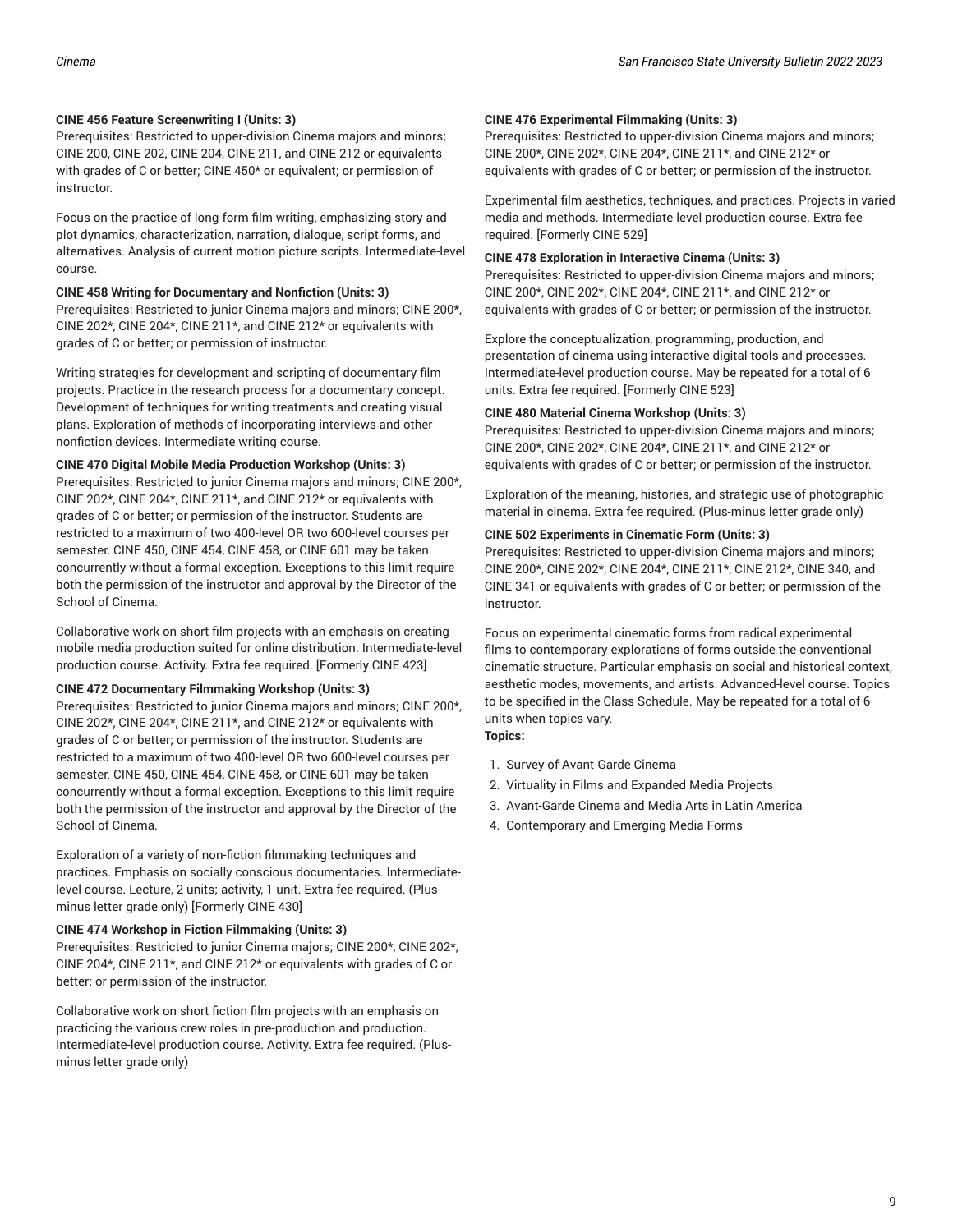**CINE 456 Feature Screenwriting I (Units: 3)**
Prerequisites: Restricted to upper-division Cinema majors and minors; CINE 200, CINE 202, CINE 204, CINE 211, and CINE 212 or equivalents with grades of C or better; CINE 450* or equivalent; or permission of instructor.

Focus on the practice of long-form film writing, emphasizing story and plot dynamics, characterization, narration, dialogue, script forms, and alternatives. Analysis of current motion picture scripts. Intermediate-level course.

**CINE 458 Writing for Documentary and Nonfiction (Units: 3)**
Prerequisites: Restricted to junior Cinema majors and minors; CINE 200*, CINE 202*, CINE 204*, CINE 211*, and CINE 212* or equivalents with grades of C or better; or permission of instructor.

Writing strategies for development and scripting of documentary film projects. Practice in the research process for a documentary concept. Development of techniques for writing treatments and creating visual plans. Exploration of methods of incorporating interviews and other nonfiction devices. Intermediate writing course.

**CINE 470 Digital Mobile Media Production Workshop (Units: 3)**
Prerequisites: Restricted to junior Cinema majors and minors; CINE 200*, CINE 202*, CINE 204*, CINE 211*, and CINE 212* or equivalents with grades of C or better; or permission of the instructor. Students are restricted to a maximum of two 400-level OR two 600-level courses per semester. CINE 450, CINE 454, CINE 458, or CINE 601 may be taken concurrently without a formal exception. Exceptions to this limit require both the permission of the instructor and approval by the Director of the School of Cinema.

Collaborative work on short film projects with an emphasis on creating mobile media production suited for online distribution. Intermediate-level production course. Activity. Extra fee required. [Formerly CINE 423]

**CINE 472 Documentary Filmmaking Workshop (Units: 3)**
Prerequisites: Restricted to junior Cinema majors and minors; CINE 200*, CINE 202*, CINE 204*, CINE 211*, and CINE 212* or equivalents with grades of C or better; or permission of the instructor. Students are restricted to a maximum of two 400-level OR two 600-level courses per semester. CINE 450, CINE 454, CINE 458, or CINE 601 may be taken concurrently without a formal exception. Exceptions to this limit require both the permission of the instructor and approval by the Director of the School of Cinema.

Exploration of a variety of non-fiction filmmaking techniques and practices. Emphasis on socially conscious documentaries. Intermediate-level course. Lecture, 2 units; activity, 1 unit. Extra fee required. (Plus-minus letter grade only) [Formerly CINE 430]

**CINE 474 Workshop in Fiction Filmmaking (Units: 3)**
Prerequisites: Restricted to junior Cinema majors; CINE 200*, CINE 202*, CINE 204*, CINE 211*, and CINE 212* or equivalents with grades of C or better; or permission of the instructor.

Collaborative work on short fiction film projects with an emphasis on practicing the various crew roles in pre-production and production. Intermediate-level production course. Activity. Extra fee required. (Plus-minus letter grade only)

**CINE 476 Experimental Filmmaking (Units: 3)**
Prerequisites: Restricted to upper-division Cinema majors and minors; CINE 200*, CINE 202*, CINE 204*, CINE 211*, and CINE 212* or equivalents with grades of C or better; or permission of the instructor.

Experimental film aesthetics, techniques, and practices. Projects in varied media and methods. Intermediate-level production course. Extra fee required. [Formerly CINE 529]

**CINE 478 Exploration in Interactive Cinema (Units: 3)**
Prerequisites: Restricted to upper-division Cinema majors and minors; CINE 200*, CINE 202*, CINE 204*, CINE 211*, and CINE 212* or equivalents with grades of C or better; or permission of the instructor.

Explore the conceptualization, programming, production, and presentation of cinema using interactive digital tools and processes. Intermediate-level production course. May be repeated for a total of 6 units. Extra fee required. [Formerly CINE 523]

**CINE 480 Material Cinema Workshop (Units: 3)**
Prerequisites: Restricted to upper-division Cinema majors and minors; CINE 200*, CINE 202*, CINE 204*, CINE 211*, and CINE 212* or equivalents with grades of C or better; or permission of the instructor.

Exploration of the meaning, histories, and strategic use of photographic material in cinema. Extra fee required. (Plus-minus letter grade only)

**CINE 502 Experiments in Cinematic Form (Units: 3)**
Prerequisites: Restricted to upper-division Cinema majors and minors; CINE 200*, CINE 202*, CINE 204*, CINE 211*, CINE 212*, CINE 340, and CINE 341 or equivalents with grades of C or better; or permission of the instructor.

Focus on experimental cinematic forms from radical experimental films to contemporary explorations of forms outside the conventional cinematic structure. Particular emphasis on social and historical context, aesthetic modes, movements, and artists. Advanced-level course. Topics to be specified in the Class Schedule. May be repeated for a total of 6 units when topics vary.

**Topics:**

1. Survey of Avant-Garde Cinema
2. Virtuality in Films and Expanded Media Projects
3. Avant-Garde Cinema and Media Arts in Latin America
4. Contemporary and Emerging Media Forms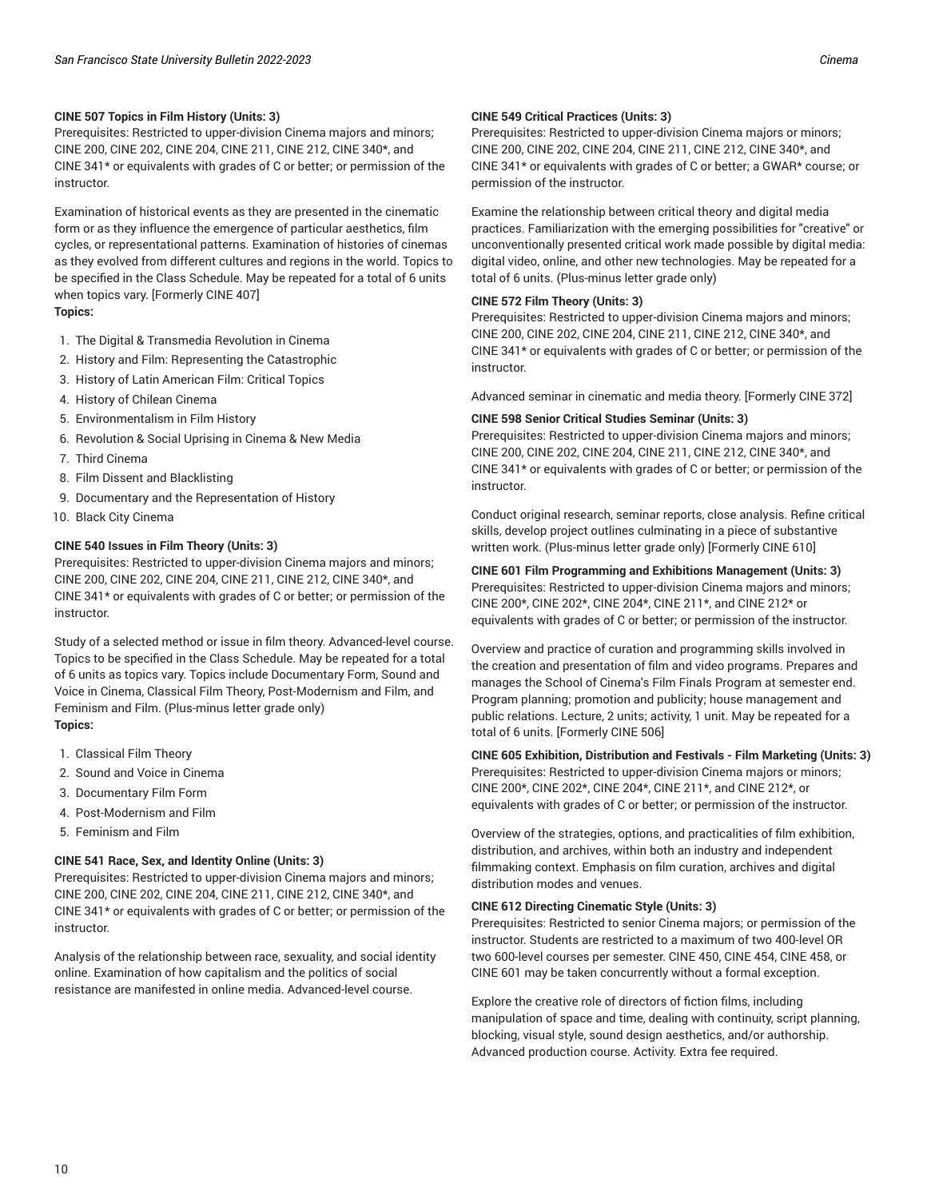**CINE 507 Topics in Film History (Units: 3)**
Prerequisites: Restricted to upper-division Cinema majors and minors; CINE 200, CINE 202, CINE 204, CINE 211, CINE 212, CINE 340*, and CINE 341* or equivalents with grades of C or better; or permission of the instructor.

Examination of historical events as they are presented in the cinematic form or as they influence the emergence of particular aesthetics, film cycles, or representational patterns. Examination of histories of cinemas as they evolved from different cultures and regions in the world. Topics to be specified in the Class Schedule. May be repeated for a total of 6 units when topics vary. [Formerly CINE 407]

**Topics:**

1. The Digital & Transmedia Revolution in Cinema
2. History and Film: Representing the Catastrophic
3. History of Latin American Film: Critical Topics
4. History of Chilean Cinema
5. Environmentalism in Film History
6. Revolution & Social Uprising in Cinema & New Media
7. Third Cinema
8. Film Dissent and Blacklisting
9. Documentary and the Representation of History
10. Black City Cinema

**CINE 540 Issues in Film Theory (Units: 3)**
Prerequisites: Restricted to upper-division Cinema majors and minors; CINE 200, CINE 202, CINE 204, CINE 211, CINE 212, CINE 340*, and CINE 341* or equivalents with grades of C or better; or permission of the instructor.

Study of a selected method or issue in film theory. Advanced-level course. Topics to be specified in the Class Schedule. May be repeated for a total of 6 units as topics vary. Topics include Documentary Form, Sound and Voice in Cinema, Classical Film Theory, Post-Modernism and Film, and Feminism and Film. (Plus-minus letter grade only)

**Topics:**

1. Classical Film Theory
2. Sound and Voice in Cinema
3. Documentary Film Form
4. Post-Modernism and Film
5. Feminism and Film

**CINE 541 Race, Sex, and Identity Online (Units: 3)**
Prerequisites: Restricted to upper-division Cinema majors and minors; CINE 200, CINE 202, CINE 204, CINE 211, CINE 212, CINE 340*, and CINE 341* or equivalents with grades of C or better; or permission of the instructor.

Analysis of the relationship between race, sexuality, and social identity online. Examination of how capitalism and the politics of social resistance are manifested in online media. Advanced-level course.

**CINE 549 Critical Practices (Units: 3)**
Prerequisites: Restricted to upper-division Cinema majors or minors; CINE 200, CINE 202, CINE 204, CINE 211, CINE 212, CINE 340*, and CINE 341* or equivalents with grades of C or better; a GWAR* course; or permission of the instructor.

Examine the relationship between critical theory and digital media practices. Familiarization with the emerging possibilities for "creative" or unconventionally presented critical work made possible by digital media: digital video, online, and other new technologies. May be repeated for a total of 6 units. (Plus-minus letter grade only)

**CINE 572 Film Theory (Units: 3)**
Prerequisites: Restricted to upper-division Cinema majors and minors; CINE 200, CINE 202, CINE 204, CINE 211, CINE 212, CINE 340*, and CINE 341* or equivalents with grades of C or better; or permission of the instructor.

Advanced seminar in cinematic and media theory. [Formerly CINE 372]

**CINE 598 Senior Critical Studies Seminar (Units: 3)**
Prerequisites: Restricted to upper-division Cinema majors and minors; CINE 200, CINE 202, CINE 204, CINE 211, CINE 212, CINE 340*, and CINE 341* or equivalents with grades of C or better; or permission of the instructor.

Conduct original research, seminar reports, close analysis. Refine critical skills, develop project outlines culminating in a piece of substantive written work. (Plus-minus letter grade only) [Formerly CINE 610]

**CINE 601 Film Programming and Exhibitions Management (Units: 3)**
Prerequisites: Restricted to upper-division Cinema majors and minors; CINE 200*, CINE 202*, CINE 204*, CINE 211*, and CINE 212* or equivalents with grades of C or better; or permission of the instructor.

Overview and practice of curation and programming skills involved in the creation and presentation of film and video programs. Prepares and manages the School of Cinema's Film Finals Program at semester end. Program planning; promotion and publicity; house management and public relations. Lecture, 2 units; activity, 1 unit. May be repeated for a total of 6 units. [Formerly CINE 506]

**CINE 605 Exhibition, Distribution and Festivals - Film Marketing (Units: 3)**
Prerequisites: Restricted to upper-division Cinema majors or minors; CINE 200*, CINE 202*, CINE 204*, CINE 211*, and CINE 212*, or equivalents with grades of C or better; or permission of the instructor.

Overview of the strategies, options, and practicalities of film exhibition, distribution, and archives, within both an industry and independent filmmaking context. Emphasis on film curation, archives and digital distribution modes and venues.

**CINE 612 Directing Cinematic Style (Units: 3)**
Prerequisites: Restricted to senior Cinema majors; or permission of the instructor. Students are restricted to a maximum of two 400-level OR two 600-level courses per semester. CINE 450, CINE 454, CINE 458, or CINE 601 may be taken concurrently without a formal exception.

Explore the creative role of directors of fiction films, including manipulation of space and time, dealing with continuity, script planning, blocking, visual style, sound design aesthetics, and/or authorship. Advanced production course. Activity. Extra fee required.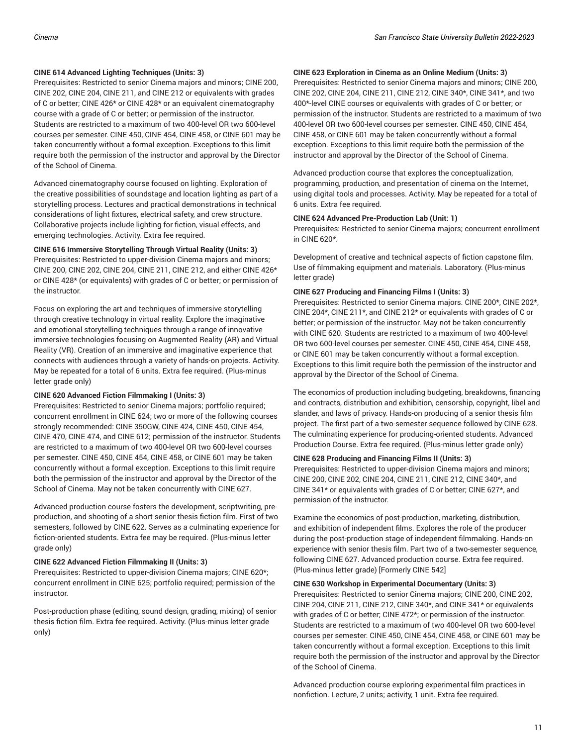**CINE 614 Advanced Lighting Techniques (Units: 3)**
Prerequisites: Restricted to senior Cinema majors and minors; CINE 200, CINE 202, CINE 204, CINE 211, and CINE 212 or equivalents with grades of C or better; CINE 426* or CINE 428* or an equivalent cinematography course with a grade of C or better; or permission of the instructor. Students are restricted to a maximum of two 400-level OR two 600-level courses per semester. CINE 450, CINE 454, CINE 458, or CINE 601 may be taken concurrently without a formal exception. Exceptions to this limit require both the permission of the instructor and approval by the Director of the School of Cinema.

Advanced cinematography course focused on lighting. Exploration of the creative possibilities of soundstage and location lighting as part of a storytelling process. Lectures and practical demonstrations in technical considerations of light fixtures, electrical safety, and crew structure. Collaborative projects include lighting for fiction, visual effects, and emerging technologies. Activity. Extra fee required.

**CINE 616 Immersive Storytelling Through Virtual Reality (Units: 3)**
Prerequisites: Restricted to upper-division Cinema majors and minors; CINE 200, CINE 202, CINE 204, CINE 211, CINE 212, and either CINE 426* or CINE 428* (or equivalents) with grades of C or better; or permission of the instructor.

Focus on exploring the art and techniques of immersive storytelling through creative technology in virtual reality. Explore the imaginative and emotional storytelling techniques through a range of innovative immersive technologies focusing on Augmented Reality (AR) and Virtual Reality (VR). Creation of an immersive and imaginative experience that connects with audiences through a variety of hands-on projects. Activity. May be repeated for a total of 6 units. Extra fee required. (Plus-minus letter grade only)

**CINE 620 Advanced Fiction Filmmaking I (Units: 3)**
Prerequisites: Restricted to senior Cinema majors; portfolio required; concurrent enrollment in CINE 624; two or more of the following courses strongly recommended: CINE 350GW, CINE 424, CINE 450, CINE 454, CINE 470, CINE 474, and CINE 612; permission of the instructor. Students are restricted to a maximum of two 400-level OR two 600-level courses per semester. CINE 450, CINE 454, CINE 458, or CINE 601 may be taken concurrently without a formal exception. Exceptions to this limit require both the permission of the instructor and approval by the Director of the School of Cinema. May not be taken concurrently with CINE 627.

Advanced production course fosters the development, scriptwriting, pre-production, and shooting of a short senior thesis fiction film. First of two semesters, followed by CINE 622. Serves as a culminating experience for fiction-oriented students. Extra fee may be required. (Plus-minus letter grade only)

**CINE 622 Advanced Fiction Filmmaking II (Units: 3)**
Prerequisites: Restricted to upper-division Cinema majors; CINE 620*; concurrent enrollment in CINE 625; portfolio required; permission of the instructor.

Post-production phase (editing, sound design, grading, mixing) of senior thesis fiction film. Extra fee required. Activity. (Plus-minus letter grade only)

**CINE 623 Exploration in Cinema as an Online Medium (Units: 3)**
Prerequisites: Restricted to senior Cinema majors and minors; CINE 200, CINE 202, CINE 204, CINE 211, CINE 212, CINE 340*, CINE 341*, and two 400*-level CINE courses or equivalents with grades of C or better; or permission of the instructor. Students are restricted to a maximum of two 400-level OR two 600-level courses per semester. CINE 450, CINE 454, CINE 458, or CINE 601 may be taken concurrently without a formal exception. Exceptions to this limit require both the permission of the instructor and approval by the Director of the School of Cinema.

Advanced production course that explores the conceptualization, programming, production, and presentation of cinema on the Internet, using digital tools and processes. Activity. May be repeated for a total of 6 units. Extra fee required.

**CINE 624 Advanced Pre-Production Lab (Unit: 1)**
Prerequisites: Restricted to senior Cinema majors; concurrent enrollment in CINE 620*.

Development of creative and technical aspects of fiction capstone film. Use of filmmaking equipment and materials. Laboratory. (Plus-minus letter grade)

**CINE 627 Producing and Financing Films I (Units: 3)**
Prerequisites: Restricted to senior Cinema majors. CINE 200*, CINE 202*, CINE 204*, CINE 211*, and CINE 212* or equivalents with grades of C or better; or permission of the instructor. May not be taken concurrently with CINE 620. Students are restricted to a maximum of two 400-level OR two 600-level courses per semester. CINE 450, CINE 454, CINE 458, or CINE 601 may be taken concurrently without a formal exception. Exceptions to this limit require both the permission of the instructor and approval by the Director of the School of Cinema.

The economics of production including budgeting, breakdowns, financing and contracts, distribution and exhibition, censorship, copyright, libel and slander, and laws of privacy. Hands-on producing of a senior thesis film project. The first part of a two-semester sequence followed by CINE 628. The culminating experience for producing-oriented students. Advanced Production Course. Extra fee required. (Plus-minus letter grade only)

**CINE 628 Producing and Financing Films II (Units: 3)**
Prerequisites: Restricted to upper-division Cinema majors and minors; CINE 200, CINE 202, CINE 204, CINE 211, CINE 212, CINE 340*, and CINE 341* or equivalents with grades of C or better; CINE 627*, and permission of the instructor.

Examine the economics of post-production, marketing, distribution, and exhibition of independent films. Explores the role of the producer during the post-production stage of independent filmmaking. Hands-on experience with senior thesis film. Part two of a two-semester sequence, following CINE 627. Advanced production course. Extra fee required. (Plus-minus letter grade) [Formerly CINE 542]

**CINE 630 Workshop in Experimental Documentary (Units: 3)**
Prerequisites: Restricted to senior Cinema majors; CINE 200, CINE 202, CINE 204, CINE 211, CINE 212, CINE 340*, and CINE 341* or equivalents with grades of C or better; CINE 472*; or permission of the instructor. Students are restricted to a maximum of two 400-level OR two 600-level courses per semester. CINE 450, CINE 454, CINE 458, or CINE 601 may be taken concurrently without a formal exception. Exceptions to this limit require both the permission of the instructor and approval by the Director of the School of Cinema.

Advanced production course exploring experimental film practices in nonfiction. Lecture, 2 units; activity, 1 unit. Extra fee required.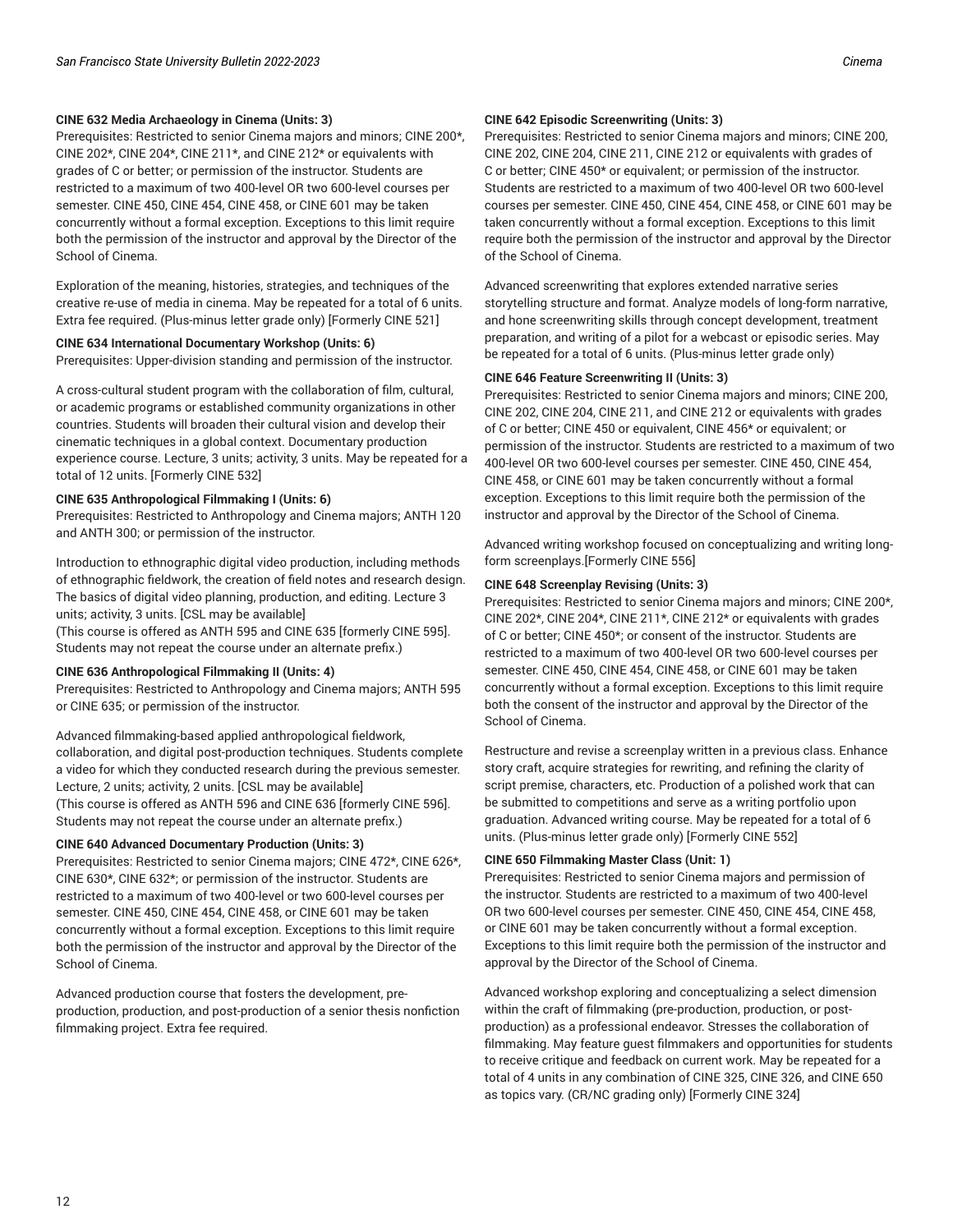**CINE 632 Media Archaeology in Cinema (Units: 3)**
Prerequisites: Restricted to senior Cinema majors and minors; CINE 200*, CINE 202*, CINE 204*, CINE 211*, and CINE 212* or equivalents with grades of C or better; or permission of the instructor. Students are restricted to a maximum of two 400-level OR two 600-level courses per semester. CINE 450, CINE 454, CINE 458, or CINE 601 may be taken concurrently without a formal exception. Exceptions to this limit require both the permission of the instructor and approval by the Director of the School of Cinema.

Exploration of the meaning, histories, strategies, and techniques of the creative re-use of media in cinema. May be repeated for a total of 6 units. Extra fee required. (Plus-minus letter grade only) [Formerly CINE 521]

**CINE 634 International Documentary Workshop (Units: 6)**
Prerequisites: Upper-division standing and permission of the instructor.

A cross-cultural student program with the collaboration of film, cultural, or academic programs or established community organizations in other countries. Students will broaden their cultural vision and develop their cinematic techniques in a global context. Documentary production experience course. Lecture, 3 units; activity, 3 units. May be repeated for a total of 12 units. [Formerly CINE 532]

**CINE 635 Anthropological Filmmaking I (Units: 6)**
Prerequisites: Restricted to Anthropology and Cinema majors; ANTH 120 and ANTH 300; or permission of the instructor.

Introduction to ethnographic digital video production, including methods of ethnographic fieldwork, the creation of field notes and research design. The basics of digital video planning, production, and editing. Lecture 3 units; activity, 3 units. [CSL may be available]
(This course is offered as ANTH 595 and CINE 635 [formerly CINE 595]. Students may not repeat the course under an alternate prefix.)

**CINE 636 Anthropological Filmmaking II (Units: 4)**
Prerequisites: Restricted to Anthropology and Cinema majors; ANTH 595 or CINE 635; or permission of the instructor.

Advanced filmmaking-based applied anthropological fieldwork, collaboration, and digital post-production techniques. Students complete a video for which they conducted research during the previous semester. Lecture, 2 units; activity, 2 units. [CSL may be available]
(This course is offered as ANTH 596 and CINE 636 [formerly CINE 596]. Students may not repeat the course under an alternate prefix.)

**CINE 640 Advanced Documentary Production (Units: 3)**
Prerequisites: Restricted to senior Cinema majors; CINE 472*, CINE 626*, CINE 632*; or permission of the instructor. Students are restricted to a maximum of two 400-level or two 600-level courses per semester. CINE 450, CINE 454, CINE 458, or CINE 601 may be taken concurrently without a formal exception. Exceptions to this limit require both the permission of the instructor and approval by the Director of the School of Cinema.

Advanced production course that fosters the development, pre-production, production, and post-production of a senior thesis nonfiction filmmaking project. Extra fee required.

**CINE 642 Episodic Screenwriting (Units: 3)**
Prerequisites: Restricted to senior Cinema majors and minors; CINE 200, CINE 202, CINE 204, CINE 211, CINE 212 or equivalents with grades of C or better; CINE 450* or equivalent; or permission of the instructor. Students are restricted to a maximum of two 400-level OR two 600-level courses per semester. CINE 450, CINE 454, CINE 458, or CINE 601 may be taken concurrently without a formal exception. Exceptions to this limit require both the permission of the instructor and approval by the Director of the School of Cinema.

Advanced screenwriting that explores extended narrative series storytelling structure and format. Analyze models of long-form narrative, and hone screenwriting skills through concept development, treatment preparation, and writing of a pilot for a webcast or episodic series. May be repeated for a total of 6 units. (Plus-minus letter grade only)

**CINE 646 Feature Screenwriting II (Units: 3)**
Prerequisites: Restricted to senior Cinema majors and minors; CINE 200, CINE 202, CINE 204, CINE 211, and CINE 212 or equivalents with grades of C or better; CINE 450 or equivalent, CINE 456* or equivalent; or permission of the instructor. Students are restricted to a maximum of two 400-level OR two 600-level courses per semester. CINE 450, CINE 454, CINE 458, or CINE 601 may be taken concurrently without a formal exception. Exceptions to this limit require both the permission of the instructor and approval by the Director of the School of Cinema.

Advanced writing workshop focused on conceptualizing and writing long-form screenplays.[Formerly CINE 556]

**CINE 648 Screenplay Revising (Units: 3)**
Prerequisites: Restricted to senior Cinema majors and minors; CINE 200*, CINE 202*, CINE 204*, CINE 211*, CINE 212* or equivalents with grades of C or better; CINE 450*; or consent of the instructor. Students are restricted to a maximum of two 400-level OR two 600-level courses per semester. CINE 450, CINE 454, CINE 458, or CINE 601 may be taken concurrently without a formal exception. Exceptions to this limit require both the consent of the instructor and approval by the Director of the School of Cinema.

Restructure and revise a screenplay written in a previous class. Enhance story craft, acquire strategies for rewriting, and refining the clarity of script premise, characters, etc. Production of a polished work that can be submitted to competitions and serve as a writing portfolio upon graduation. Advanced writing course. May be repeated for a total of 6 units. (Plus-minus letter grade only) [Formerly CINE 552]

**CINE 650 Filmmaking Master Class (Unit: 1)**
Prerequisites: Restricted to senior Cinema majors and permission of the instructor. Students are restricted to a maximum of two 400-level OR two 600-level courses per semester. CINE 450, CINE 454, CINE 458, or CINE 601 may be taken concurrently without a formal exception. Exceptions to this limit require both the permission of the instructor and approval by the Director of the School of Cinema.

Advanced workshop exploring and conceptualizing a select dimension within the craft of filmmaking (pre-production, production, or post-production) as a professional endeavor. Stresses the collaboration of filmmaking. May feature guest filmmakers and opportunities for students to receive critique and feedback on current work. May be repeated for a total of 4 units in any combination of CINE 325, CINE 326, and CINE 650 as topics vary. (CR/NC grading only) [Formerly CINE 324]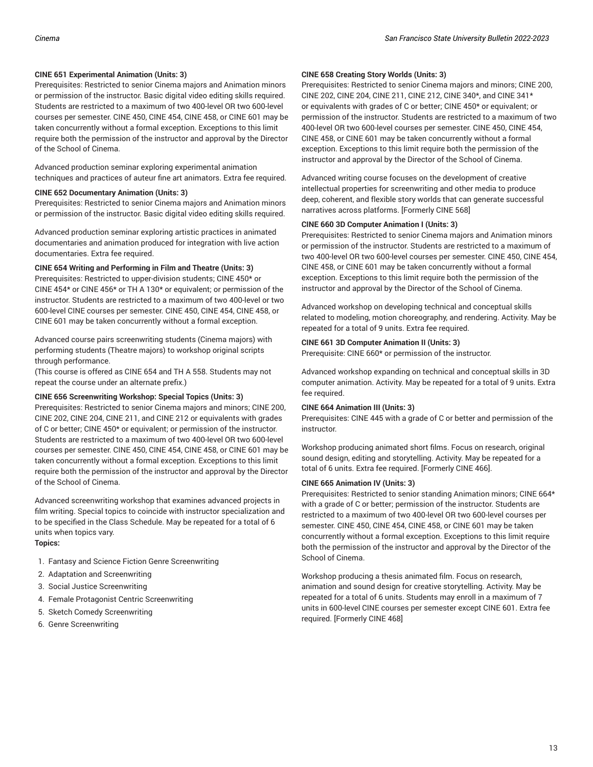**CINE 651 Experimental Animation (Units: 3)**
Prerequisites: Restricted to senior Cinema majors and Animation minors or permission of the instructor. Basic digital video editing skills required. Students are restricted to a maximum of two 400-level OR two 600-level courses per semester. CINE 450, CINE 454, CINE 458, or CINE 601 may be taken concurrently without a formal exception. Exceptions to this limit require both the permission of the instructor and approval by the Director of the School of Cinema.

Advanced production seminar exploring experimental animation techniques and practices of auteur fine art animators. Extra fee required.

**CINE 652 Documentary Animation (Units: 3)**
Prerequisites: Restricted to senior Cinema majors and Animation minors or permission of the instructor. Basic digital video editing skills required.

Advanced production seminar exploring artistic practices in animated documentaries and animation produced for integration with live action documentaries. Extra fee required.

**CINE 654 Writing and Performing in Film and Theatre (Units: 3)**
Prerequisites: Restricted to upper-division students; CINE 450* or CINE 454* or CINE 456* or TH A 130* or equivalent; or permission of the instructor. Students are restricted to a maximum of two 400-level or two 600-level CINE courses per semester. CINE 450, CINE 454, CINE 458, or CINE 601 may be taken concurrently without a formal exception.

Advanced course pairs screenwriting students (Cinema majors) with performing students (Theatre majors) to workshop original scripts through performance.
(This course is offered as CINE 654 and TH A 558. Students may not repeat the course under an alternate prefix.)

**CINE 656 Screenwriting Workshop: Special Topics (Units: 3)**
Prerequisites: Restricted to senior Cinema majors and minors; CINE 200, CINE 202, CINE 204, CINE 211, and CINE 212 or equivalents with grades of C or better; CINE 450* or equivalent; or permission of the instructor. Students are restricted to a maximum of two 400-level OR two 600-level courses per semester. CINE 450, CINE 454, CINE 458, or CINE 601 may be taken concurrently without a formal exception. Exceptions to this limit require both the permission of the instructor and approval by the Director of the School of Cinema.

Advanced screenwriting workshop that examines advanced projects in film writing. Special topics to coincide with instructor specialization and to be specified in the Class Schedule. May be repeated for a total of 6 units when topics vary.
**Topics:**

1. Fantasy and Science Fiction Genre Screenwriting
2. Adaptation and Screenwriting
3. Social Justice Screenwriting
4. Female Protagonist Centric Screenwriting
5. Sketch Comedy Screenwriting
6. Genre Screenwriting

**CINE 658 Creating Story Worlds (Units: 3)**
Prerequisites: Restricted to senior Cinema majors and minors; CINE 200, CINE 202, CINE 204, CINE 211, CINE 212, CINE 340*, and CINE 341* or equivalents with grades of C or better; CINE 450* or equivalent; or permission of the instructor. Students are restricted to a maximum of two 400-level OR two 600-level courses per semester. CINE 450, CINE 454, CINE 458, or CINE 601 may be taken concurrently without a formal exception. Exceptions to this limit require both the permission of the instructor and approval by the Director of the School of Cinema.

Advanced writing course focuses on the development of creative intellectual properties for screenwriting and other media to produce deep, coherent, and flexible story worlds that can generate successful narratives across platforms. [Formerly CINE 568]

**CINE 660 3D Computer Animation I (Units: 3)**
Prerequisites: Restricted to senior Cinema majors and Animation minors or permission of the instructor. Students are restricted to a maximum of two 400-level OR two 600-level courses per semester. CINE 450, CINE 454, CINE 458, or CINE 601 may be taken concurrently without a formal exception. Exceptions to this limit require both the permission of the instructor and approval by the Director of the School of Cinema.

Advanced workshop on developing technical and conceptual skills related to modeling, motion choreography, and rendering. Activity. May be repeated for a total of 9 units. Extra fee required.

**CINE 661 3D Computer Animation II (Units: 3)**
Prerequisite: CINE 660* or permission of the instructor.

Advanced workshop expanding on technical and conceptual skills in 3D computer animation. Activity. May be repeated for a total of 9 units. Extra fee required.

**CINE 664 Animation III (Units: 3)**
Prerequisites: CINE 445 with a grade of C or better and permission of the instructor.

Workshop producing animated short films. Focus on research, original sound design, editing and storytelling. Activity. May be repeated for a total of 6 units. Extra fee required. [Formerly CINE 466].

**CINE 665 Animation IV (Units: 3)**
Prerequisites: Restricted to senior standing Animation minors; CINE 664* with a grade of C or better; permission of the instructor. Students are restricted to a maximum of two 400-level OR two 600-level courses per semester. CINE 450, CINE 454, CINE 458, or CINE 601 may be taken concurrently without a formal exception. Exceptions to this limit require both the permission of the instructor and approval by the Director of the School of Cinema.

Workshop producing a thesis animated film. Focus on research, animation and sound design for creative storytelling. Activity. May be repeated for a total of 6 units. Students may enroll in a maximum of 7 units in 600-level CINE courses per semester except CINE 601. Extra fee required. [Formerly CINE 468]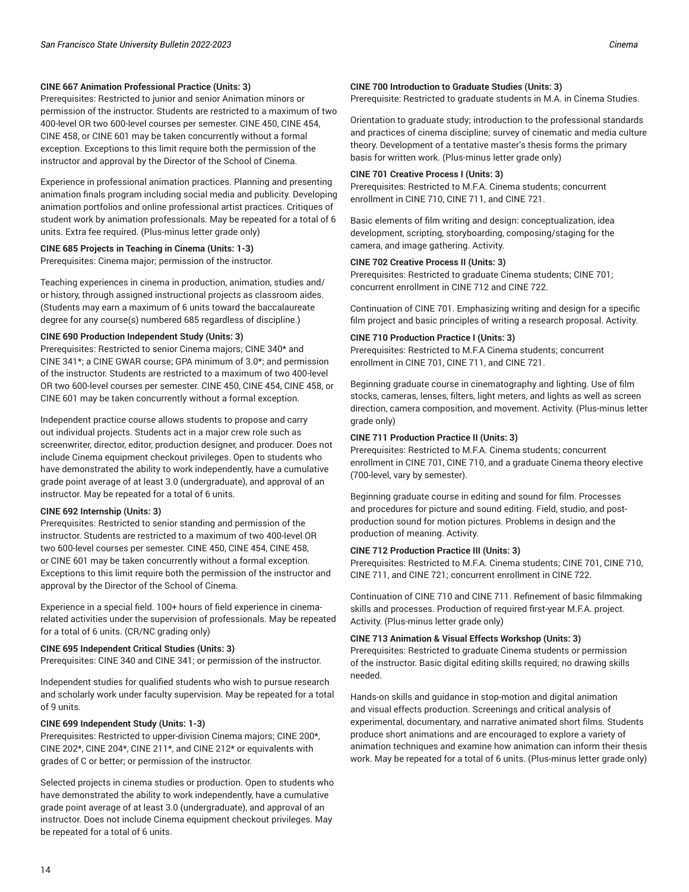**CINE 667 Animation Professional Practice (Units: 3)**
Prerequisites: Restricted to junior and senior Animation minors or permission of the instructor. Students are restricted to a maximum of two 400-level OR two 600-level courses per semester. CINE 450, CINE 454, CINE 458, or CINE 601 may be taken concurrently without a formal exception. Exceptions to this limit require both the permission of the instructor and approval by the Director of the School of Cinema.

Experience in professional animation practices. Planning and presenting animation finals program including social media and publicity. Developing animation portfolios and online professional artist practices. Critiques of student work by animation professionals. May be repeated for a total of 6 units. Extra fee required. (Plus-minus letter grade only)

**CINE 685 Projects in Teaching in Cinema (Units: 1-3)**
Prerequisites: Cinema major; permission of the instructor.

Teaching experiences in cinema in production, animation, studies and/or history, through assigned instructional projects as classroom aides. (Students may earn a maximum of 6 units toward the baccalaureate degree for any course(s) numbered 685 regardless of discipline.)

**CINE 690 Production Independent Study (Units: 3)**
Prerequisites: Restricted to senior Cinema majors; CINE 340* and CINE 341*; a CINE GWAR course; GPA minimum of 3.0*; and permission of the instructor. Students are restricted to a maximum of two 400-level OR two 600-level courses per semester. CINE 450, CINE 454, CINE 458, or CINE 601 may be taken concurrently without a formal exception.

Independent practice course allows students to propose and carry out individual projects. Students act in a major crew role such as screenwriter, director, editor, production designer, and producer. Does not include Cinema equipment checkout privileges. Open to students who have demonstrated the ability to work independently, have a cumulative grade point average of at least 3.0 (undergraduate), and approval of an instructor. May be repeated for a total of 6 units.

**CINE 692 Internship (Units: 3)**
Prerequisites: Restricted to senior standing and permission of the instructor. Students are restricted to a maximum of two 400-level OR two 600-level courses per semester. CINE 450, CINE 454, CINE 458, or CINE 601 may be taken concurrently without a formal exception. Exceptions to this limit require both the permission of the instructor and approval by the Director of the School of Cinema.

Experience in a special field. 100+ hours of field experience in cinema-related activities under the supervision of professionals. May be repeated for a total of 6 units. (CR/NC grading only)

**CINE 695 Independent Critical Studies (Units: 3)**
Prerequisites: CINE 340 and CINE 341; or permission of the instructor.

Independent studies for qualified students who wish to pursue research and scholarly work under faculty supervision. May be repeated for a total of 9 units.

**CINE 699 Independent Study (Units: 1-3)**
Prerequisites: Restricted to upper-division Cinema majors; CINE 200*, CINE 202*, CINE 204*, CINE 211*, and CINE 212* or equivalents with grades of C or better; or permission of the instructor.

Selected projects in cinema studies or production. Open to students who have demonstrated the ability to work independently, have a cumulative grade point average of at least 3.0 (undergraduate), and approval of an instructor. Does not include Cinema equipment checkout privileges. May be repeated for a total of 6 units.

**CINE 700 Introduction to Graduate Studies (Units: 3)**
Prerequisite: Restricted to graduate students in M.A. in Cinema Studies.

Orientation to graduate study; introduction to the professional standards and practices of cinema discipline; survey of cinematic and media culture theory. Development of a tentative master's thesis forms the primary basis for written work. (Plus-minus letter grade only)

**CINE 701 Creative Process I (Units: 3)**
Prerequisites: Restricted to M.F.A. Cinema students; concurrent enrollment in CINE 710, CINE 711, and CINE 721.

Basic elements of film writing and design: conceptualization, idea development, scripting, storyboarding, composing/staging for the camera, and image gathering. Activity.

**CINE 702 Creative Process II (Units: 3)**
Prerequisites: Restricted to graduate Cinema students; CINE 701; concurrent enrollment in CINE 712 and CINE 722.

Continuation of CINE 701. Emphasizing writing and design for a specific film project and basic principles of writing a research proposal. Activity.

**CINE 710 Production Practice I (Units: 3)**
Prerequisites: Restricted to M.F.A Cinema students; concurrent enrollment in CINE 701, CINE 711, and CINE 721.

Beginning graduate course in cinematography and lighting. Use of film stocks, cameras, lenses, filters, light meters, and lights as well as screen direction, camera composition, and movement. Activity. (Plus-minus letter grade only)

**CINE 711 Production Practice II (Units: 3)**
Prerequisites: Restricted to M.F.A. Cinema students; concurrent enrollment in CINE 701, CINE 710, and a graduate Cinema theory elective (700-level, vary by semester).

Beginning graduate course in editing and sound for film. Processes and procedures for picture and sound editing. Field, studio, and post-production sound for motion pictures. Problems in design and the production of meaning. Activity.

**CINE 712 Production Practice III (Units: 3)**
Prerequisites: Restricted to M.F.A. Cinema students; CINE 701, CINE 710, CINE 711, and CINE 721; concurrent enrollment in CINE 722.

Continuation of CINE 710 and CINE 711. Refinement of basic filmmaking skills and processes. Production of required first-year M.F.A. project. Activity. (Plus-minus letter grade only)

**CINE 713 Animation & Visual Effects Workshop (Units: 3)**
Prerequisites: Restricted to graduate Cinema students or permission of the instructor. Basic digital editing skills required; no drawing skills needed.

Hands-on skills and guidance in stop-motion and digital animation and visual effects production. Screenings and critical analysis of experimental, documentary, and narrative animated short films. Students produce short animations and are encouraged to explore a variety of animation techniques and examine how animation can inform their thesis work. May be repeated for a total of 6 units. (Plus-minus letter grade only)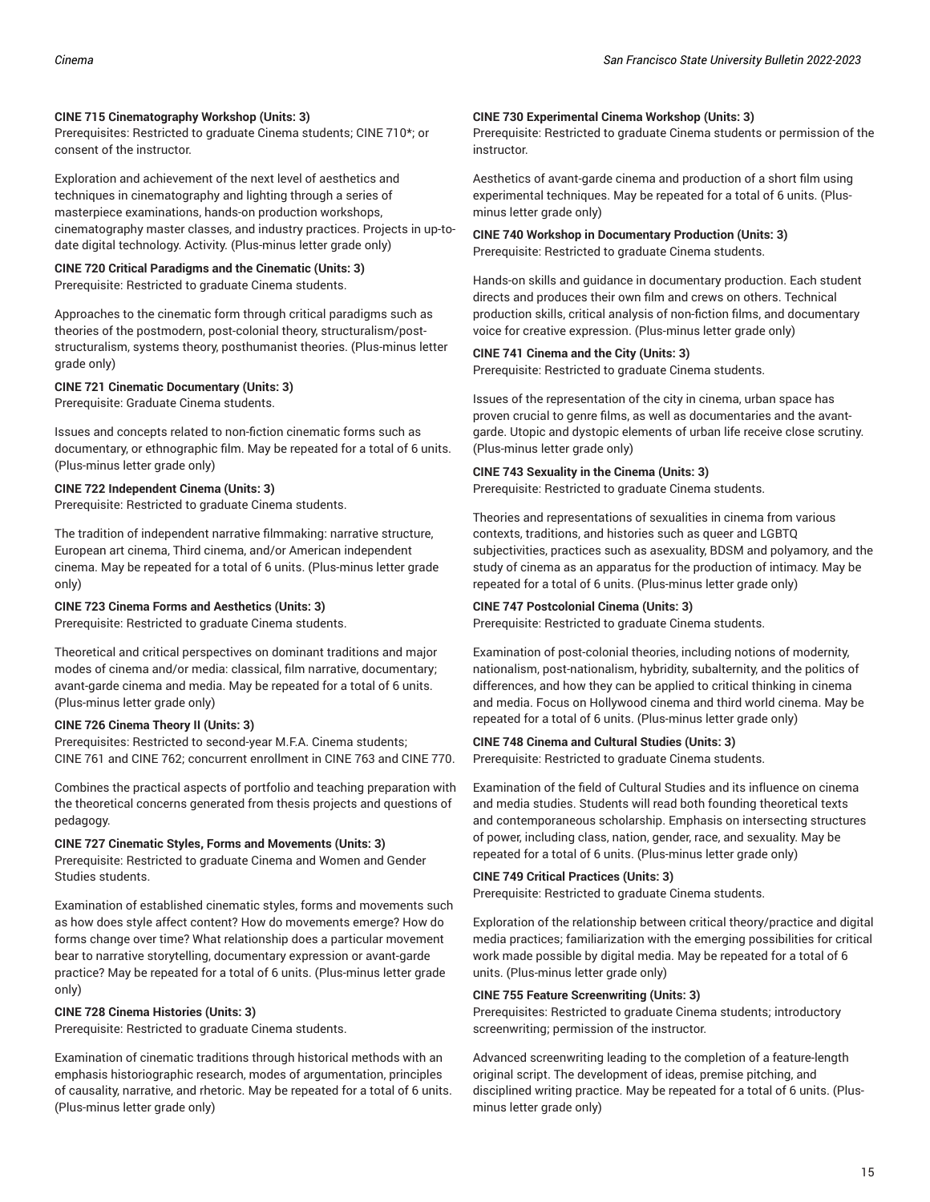**CINE 715 Cinematography Workshop (Units: 3)**
Prerequisites: Restricted to graduate Cinema students; CINE 710*; or consent of the instructor.

Exploration and achievement of the next level of aesthetics and techniques in cinematography and lighting through a series of masterpiece examinations, hands-on production workshops, cinematography master classes, and industry practices. Projects in up-to-date digital technology. Activity. (Plus-minus letter grade only)

**CINE 720 Critical Paradigms and the Cinematic (Units: 3)**
Prerequisite: Restricted to graduate Cinema students.

Approaches to the cinematic form through critical paradigms such as theories of the postmodern, post-colonial theory, structuralism/post-structuralism, systems theory, posthumanist theories. (Plus-minus letter grade only)

**CINE 721 Cinematic Documentary (Units: 3)**
Prerequisite: Graduate Cinema students.

Issues and concepts related to non-fiction cinematic forms such as documentary, or ethnographic film. May be repeated for a total of 6 units. (Plus-minus letter grade only)

**CINE 722 Independent Cinema (Units: 3)**
Prerequisite: Restricted to graduate Cinema students.

The tradition of independent narrative filmmaking: narrative structure, European art cinema, Third cinema, and/or American independent cinema. May be repeated for a total of 6 units. (Plus-minus letter grade only)

**CINE 723 Cinema Forms and Aesthetics (Units: 3)**
Prerequisite: Restricted to graduate Cinema students.

Theoretical and critical perspectives on dominant traditions and major modes of cinema and/or media: classical, film narrative, documentary; avant-garde cinema and media. May be repeated for a total of 6 units. (Plus-minus letter grade only)

**CINE 726 Cinema Theory II (Units: 3)**
Prerequisites: Restricted to second-year M.F.A. Cinema students; CINE 761 and CINE 762; concurrent enrollment in CINE 763 and CINE 770.

Combines the practical aspects of portfolio and teaching preparation with the theoretical concerns generated from thesis projects and questions of pedagogy.

**CINE 727 Cinematic Styles, Forms and Movements (Units: 3)**
Prerequisite: Restricted to graduate Cinema and Women and Gender Studies students.

Examination of established cinematic styles, forms and movements such as how does style affect content? How do movements emerge? How do forms change over time? What relationship does a particular movement bear to narrative storytelling, documentary expression or avant-garde practice? May be repeated for a total of 6 units. (Plus-minus letter grade only)

**CINE 728 Cinema Histories (Units: 3)**
Prerequisite: Restricted to graduate Cinema students.

Examination of cinematic traditions through historical methods with an emphasis historiographic research, modes of argumentation, principles of causality, narrative, and rhetoric. May be repeated for a total of 6 units. (Plus-minus letter grade only)

**CINE 730 Experimental Cinema Workshop (Units: 3)**
Prerequisite: Restricted to graduate Cinema students or permission of the instructor.

Aesthetics of avant-garde cinema and production of a short film using experimental techniques. May be repeated for a total of 6 units. (Plus-minus letter grade only)

**CINE 740 Workshop in Documentary Production (Units: 3)**
Prerequisite: Restricted to graduate Cinema students.

Hands-on skills and guidance in documentary production. Each student directs and produces their own film and crews on others. Technical production skills, critical analysis of non-fiction films, and documentary voice for creative expression. (Plus-minus letter grade only)

**CINE 741 Cinema and the City (Units: 3)**
Prerequisite: Restricted to graduate Cinema students.

Issues of the representation of the city in cinema, urban space has proven crucial to genre films, as well as documentaries and the avant-garde. Utopic and dystopic elements of urban life receive close scrutiny. (Plus-minus letter grade only)

**CINE 743 Sexuality in the Cinema (Units: 3)**
Prerequisite: Restricted to graduate Cinema students.

Theories and representations of sexualities in cinema from various contexts, traditions, and histories such as queer and LGBTQ subjectivities, practices such as asexuality, BDSM and polyamory, and the study of cinema as an apparatus for the production of intimacy. May be repeated for a total of 6 units. (Plus-minus letter grade only)

**CINE 747 Postcolonial Cinema (Units: 3)**
Prerequisite: Restricted to graduate Cinema students.

Examination of post-colonial theories, including notions of modernity, nationalism, post-nationalism, hybridity, subalternity, and the politics of differences, and how they can be applied to critical thinking in cinema and media. Focus on Hollywood cinema and third world cinema. May be repeated for a total of 6 units. (Plus-minus letter grade only)

**CINE 748 Cinema and Cultural Studies (Units: 3)**
Prerequisite: Restricted to graduate Cinema students.

Examination of the field of Cultural Studies and its influence on cinema and media studies. Students will read both founding theoretical texts and contemporaneous scholarship. Emphasis on intersecting structures of power, including class, nation, gender, race, and sexuality. May be repeated for a total of 6 units. (Plus-minus letter grade only)

**CINE 749 Critical Practices (Units: 3)**
Prerequisite: Restricted to graduate Cinema students.

Exploration of the relationship between critical theory/practice and digital media practices; familiarization with the emerging possibilities for critical work made possible by digital media. May be repeated for a total of 6 units. (Plus-minus letter grade only)

**CINE 755 Feature Screenwriting (Units: 3)**
Prerequisites: Restricted to graduate Cinema students; introductory screenwriting; permission of the instructor.

Advanced screenwriting leading to the completion of a feature-length original script. The development of ideas, premise pitching, and disciplined writing practice. May be repeated for a total of 6 units. (Plus-minus letter grade only)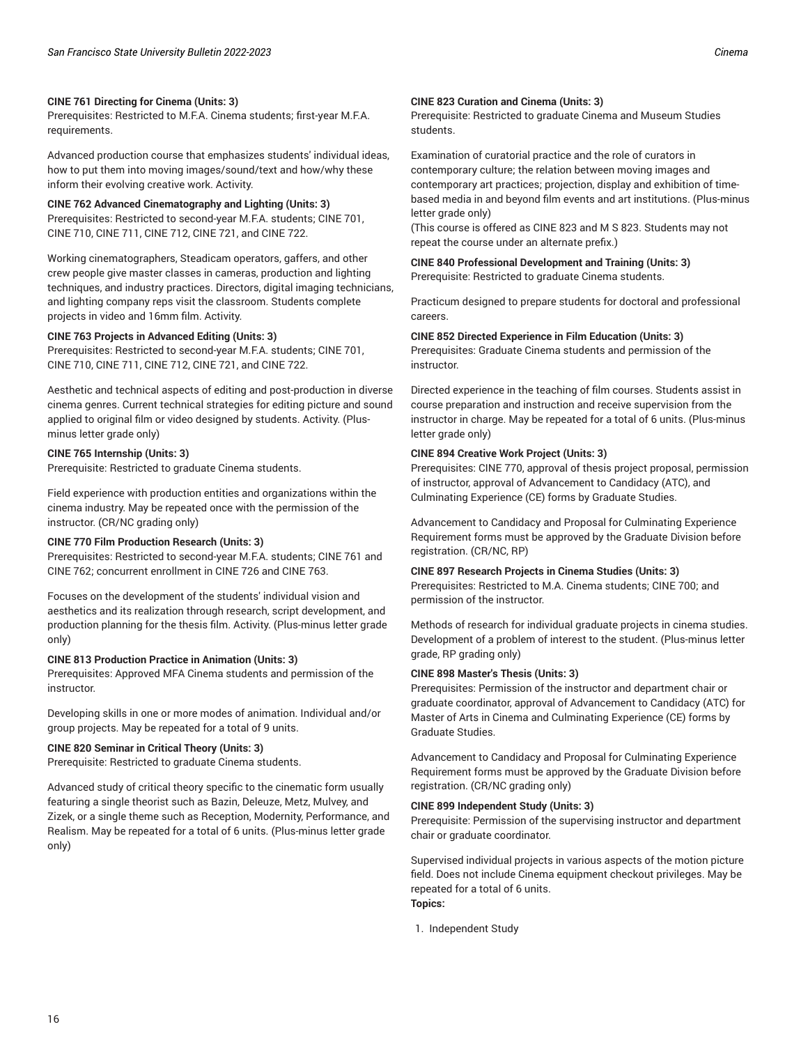**CINE 761 Directing for Cinema (Units: 3)**
Prerequisites: Restricted to M.F.A. Cinema students; first-year M.F.A. requirements.

Advanced production course that emphasizes students' individual ideas, how to put them into moving images/sound/text and how/why these inform their evolving creative work. Activity.

**CINE 762 Advanced Cinematography and Lighting (Units: 3)**
Prerequisites: Restricted to second-year M.F.A. students; CINE 701, CINE 710, CINE 711, CINE 712, CINE 721, and CINE 722.

Working cinematographers, Steadicam operators, gaffers, and other crew people give master classes in cameras, production and lighting techniques, and industry practices. Directors, digital imaging technicians, and lighting company reps visit the classroom. Students complete projects in video and 16mm film. Activity.

**CINE 763 Projects in Advanced Editing (Units: 3)**
Prerequisites: Restricted to second-year M.F.A. students; CINE 701, CINE 710, CINE 711, CINE 712, CINE 721, and CINE 722.

Aesthetic and technical aspects of editing and post-production in diverse cinema genres. Current technical strategies for editing picture and sound applied to original film or video designed by students. Activity. (Plus-minus letter grade only)

**CINE 765 Internship (Units: 3)**
Prerequisite: Restricted to graduate Cinema students.

Field experience with production entities and organizations within the cinema industry. May be repeated once with the permission of the instructor. (CR/NC grading only)

**CINE 770 Film Production Research (Units: 3)**
Prerequisites: Restricted to second-year M.F.A. students; CINE 761 and CINE 762; concurrent enrollment in CINE 726 and CINE 763.

Focuses on the development of the students' individual vision and aesthetics and its realization through research, script development, and production planning for the thesis film. Activity. (Plus-minus letter grade only)

**CINE 813 Production Practice in Animation (Units: 3)**
Prerequisites: Approved MFA Cinema students and permission of the instructor.

Developing skills in one or more modes of animation. Individual and/or group projects. May be repeated for a total of 9 units.

**CINE 820 Seminar in Critical Theory (Units: 3)**
Prerequisite: Restricted to graduate Cinema students.

Advanced study of critical theory specific to the cinematic form usually featuring a single theorist such as Bazin, Deleuze, Metz, Mulvey, and Zizek, or a single theme such as Reception, Modernity, Performance, and Realism. May be repeated for a total of 6 units. (Plus-minus letter grade only)

**CINE 823 Curation and Cinema (Units: 3)**
Prerequisite: Restricted to graduate Cinema and Museum Studies students.

Examination of curatorial practice and the role of curators in contemporary culture; the relation between moving images and contemporary art practices; projection, display and exhibition of time-based media in and beyond film events and art institutions. (Plus-minus letter grade only)
(This course is offered as CINE 823 and M S 823. Students may not repeat the course under an alternate prefix.)

**CINE 840 Professional Development and Training (Units: 3)**
Prerequisite: Restricted to graduate Cinema students.

Practicum designed to prepare students for doctoral and professional careers.

**CINE 852 Directed Experience in Film Education (Units: 3)**
Prerequisites: Graduate Cinema students and permission of the instructor.

Directed experience in the teaching of film courses. Students assist in course preparation and instruction and receive supervision from the instructor in charge. May be repeated for a total of 6 units. (Plus-minus letter grade only)

**CINE 894 Creative Work Project (Units: 3)**
Prerequisites: CINE 770, approval of thesis project proposal, permission of instructor, approval of Advancement to Candidacy (ATC), and Culminating Experience (CE) forms by Graduate Studies.

Advancement to Candidacy and Proposal for Culminating Experience Requirement forms must be approved by the Graduate Division before registration. (CR/NC, RP)

**CINE 897 Research Projects in Cinema Studies (Units: 3)**
Prerequisites: Restricted to M.A. Cinema students; CINE 700; and permission of the instructor.

Methods of research for individual graduate projects in cinema studies. Development of a problem of interest to the student. (Plus-minus letter grade, RP grading only)

**CINE 898 Master's Thesis (Units: 3)**
Prerequisites: Permission of the instructor and department chair or graduate coordinator, approval of Advancement to Candidacy (ATC) for Master of Arts in Cinema and Culminating Experience (CE) forms by Graduate Studies.

Advancement to Candidacy and Proposal for Culminating Experience Requirement forms must be approved by the Graduate Division before registration. (CR/NC grading only)

**CINE 899 Independent Study (Units: 3)**
Prerequisite: Permission of the supervising instructor and department chair or graduate coordinator.

Supervised individual projects in various aspects of the motion picture field. Does not include Cinema equipment checkout privileges. May be repeated for a total of 6 units.
**Topics:**

1. Independent Study